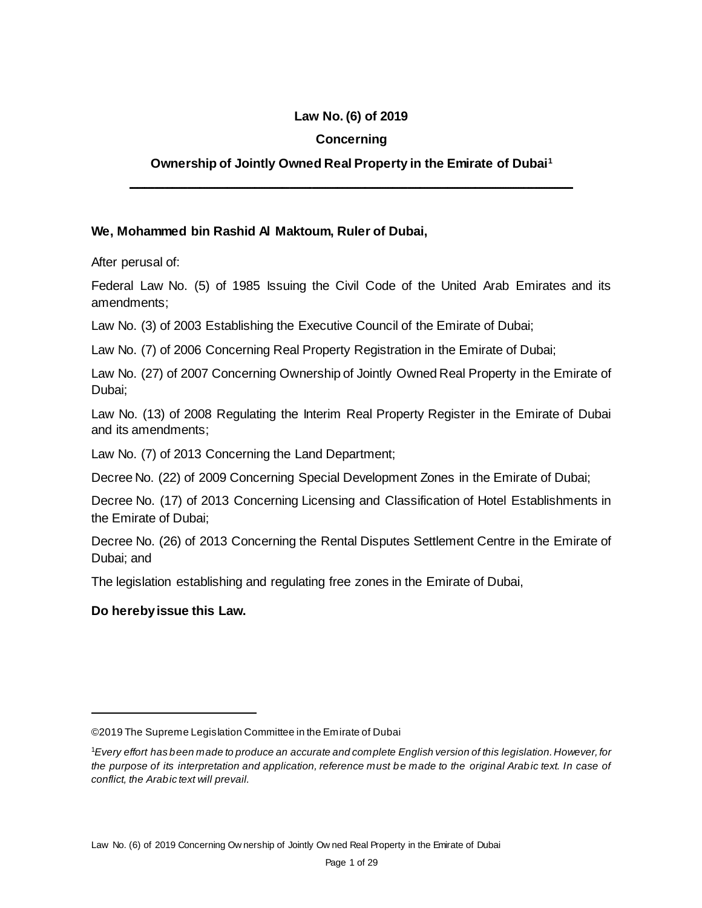# Law No. (6) of 2019

## Concerning

## Ownership of Jointly Owned Real Property in the Emirate of Dubai[1]

---

**We, Mohammed bin Rashid Al Maktoum, Ruler of Dubai,**

After perusal of:

Federal Law No. (5) of 1985 Issuing the Civil Code of the United Arab Emirates and its amendments;

Law No. (3) of 2003 Establishing the Executive Council of the Emirate of Dubai;

Law No. (7) of 2006 Concerning Real Property Registration in the Emirate of Dubai;

Law No. (27) of 2007 Concerning Ownership of Jointly Owned Real Property in the Emirate of Dubai;

Law No. (13) of 2008 Regulating the Interim Real Property Register in the Emirate of Dubai and its amendments;

Law No. (7) of 2013 Concerning the Land Department;

Decree No. (22) of 2009 Concerning Special Development Zones in the Emirate of Dubai;

Decree No. (17) of 2013 Concerning Licensing and Classification of Hotel Establishments in the Emirate of Dubai;

Decree No. (26) of 2013 Concerning the Rental Disputes Settlement Centre in the Emirate of Dubai; and

The legislation establishing and regulating free zones in the Emirate of Dubai,

**Do hereby issue this Law.**

---

©2019 The Supreme Legislation Committee in the Emirate of Dubai

[1]*Every effort has been made to produce an accurate and complete English version of this legislation. However, for the purpose of its interpretation and application, reference must be made to the original Arabic text. In case of conflict, the Arabic text will prevail.*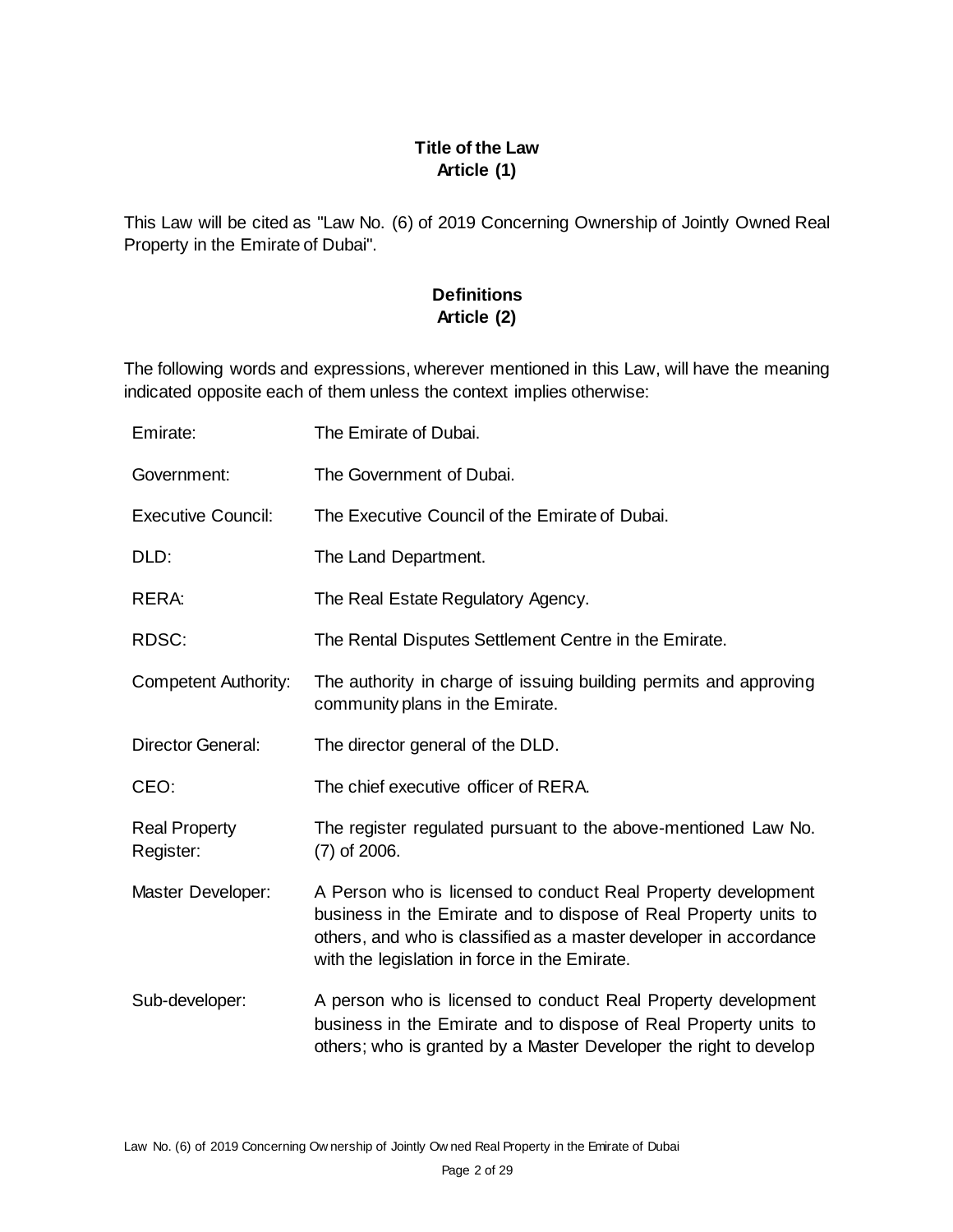**Title of the Law**
**Article (1)**

This Law will be cited as "Law No. (6) of 2019 Concerning Ownership of Jointly Owned Real Property in the Emirate of Dubai".

**Definitions**
**Article (2)**

The following words and expressions, wherever mentioned in this Law, will have the meaning indicated opposite each of them unless the context implies otherwise:

| | |
|---|---|
| Emirate: | The Emirate of Dubai. |
| Government: | The Government of Dubai. |
| Executive Council: | The Executive Council of the Emirate of Dubai. |
| DLD: | The Land Department. |
| RERA: | The Real Estate Regulatory Agency. |
| RDSC: | The Rental Disputes Settlement Centre in the Emirate. |
| Competent Authority: | The authority in charge of issuing building permits and approving community plans in the Emirate. |
| Director General: | The director general of the DLD. |
| CEO: | The chief executive officer of RERA. |
| Real Property Register: | The register regulated pursuant to the above-mentioned Law No. (7) of 2006. |
| Master Developer: | A Person who is licensed to conduct Real Property development business in the Emirate and to dispose of Real Property units to others, and who is classified as a master developer in accordance with the legislation in force in the Emirate. |
| Sub-developer: | A person who is licensed to conduct Real Property development business in the Emirate and to dispose of Real Property units to others; who is granted by a Master Developer the right to develop |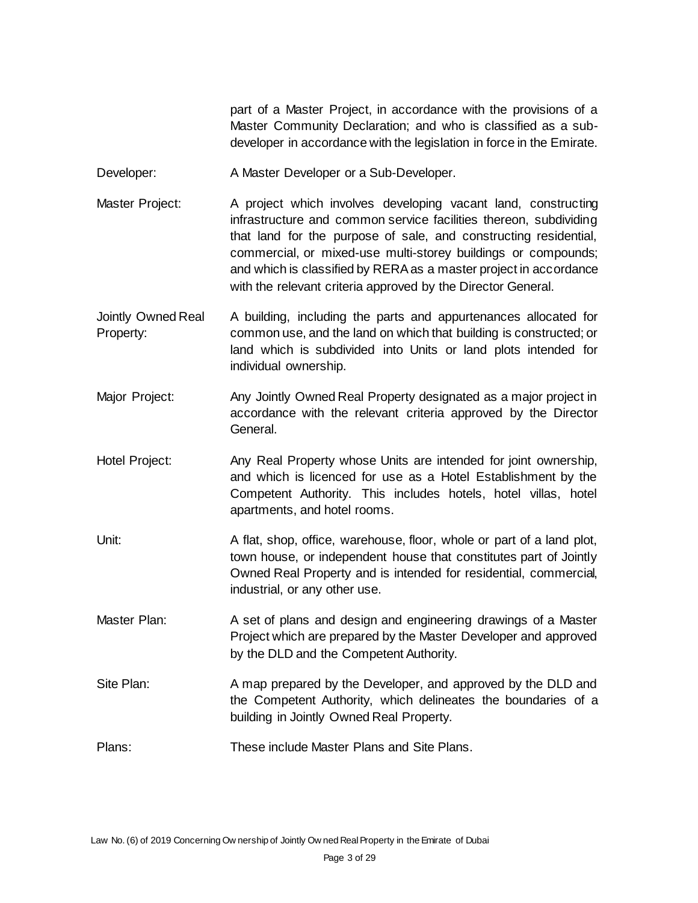part of a Master Project, in accordance with the provisions of a Master Community Declaration; and who is classified as a sub-developer in accordance with the legislation in force in the Emirate.

Developer: A Master Developer or a Sub-Developer.

Master Project: A project which involves developing vacant land, constructing infrastructure and common service facilities thereon, subdividing that land for the purpose of sale, and constructing residential, commercial, or mixed-use multi-storey buildings or compounds; and which is classified by RERA as a master project in accordance with the relevant criteria approved by the Director General.

Jointly Owned Real Property: A building, including the parts and appurtenances allocated for common use, and the land on which that building is constructed; or land which is subdivided into Units or land plots intended for individual ownership.

Major Project: Any Jointly Owned Real Property designated as a major project in accordance with the relevant criteria approved by the Director General.

Hotel Project: Any Real Property whose Units are intended for joint ownership, and which is licenced for use as a Hotel Establishment by the Competent Authority. This includes hotels, hotel villas, hotel apartments, and hotel rooms.

Unit: A flat, shop, office, warehouse, floor, whole or part of a land plot, town house, or independent house that constitutes part of Jointly Owned Real Property and is intended for residential, commercial, industrial, or any other use.

Master Plan: A set of plans and design and engineering drawings of a Master Project which are prepared by the Master Developer and approved by the DLD and the Competent Authority.

Site Plan: A map prepared by the Developer, and approved by the DLD and the Competent Authority, which delineates the boundaries of a building in Jointly Owned Real Property.

Plans: These include Master Plans and Site Plans.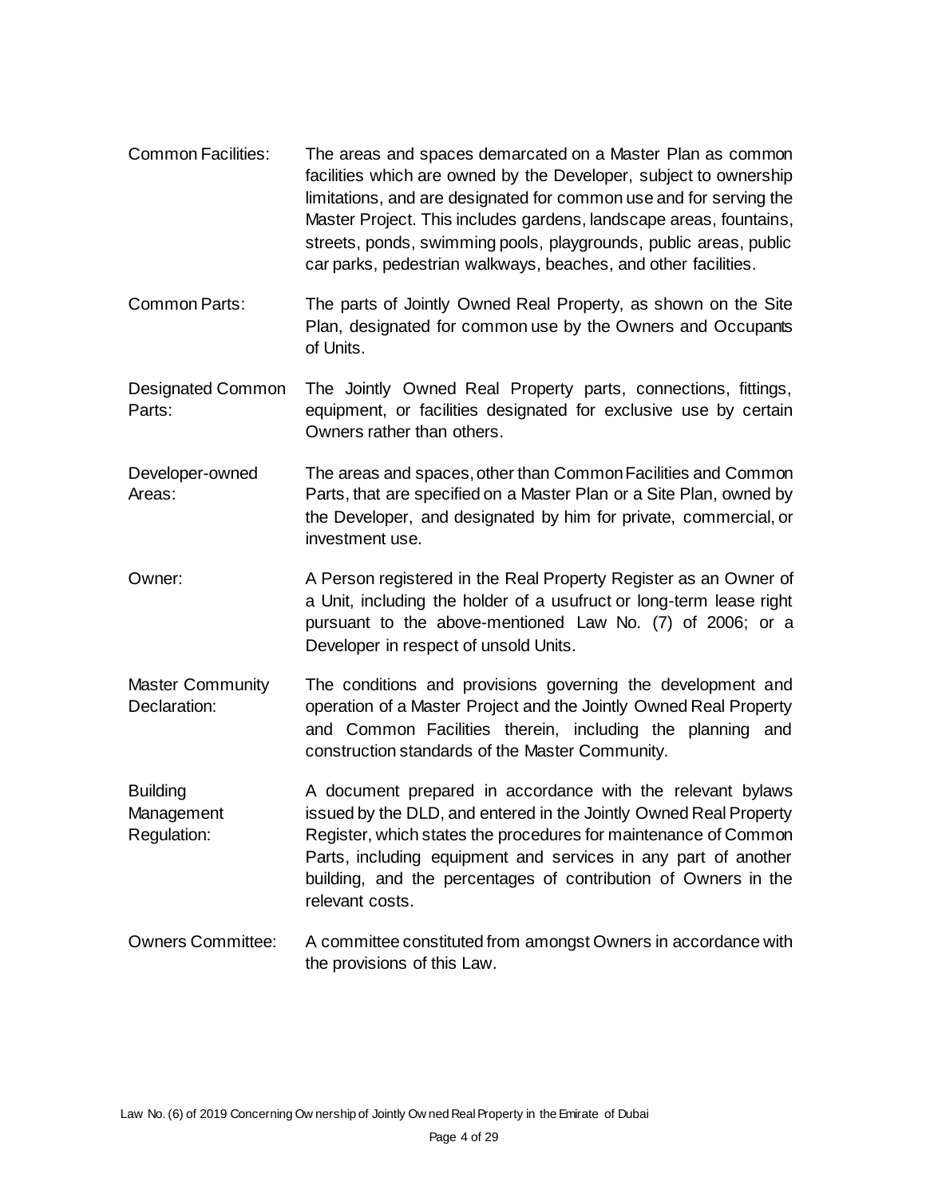**Common Facilities:** The areas and spaces demarcated on a Master Plan as common facilities which are owned by the Developer, subject to ownership limitations, and are designated for common use and for serving the Master Project. This includes gardens, landscape areas, fountains, streets, ponds, swimming pools, playgrounds, public areas, public car parks, pedestrian walkways, beaches, and other facilities.

**Common Parts:** The parts of Jointly Owned Real Property, as shown on the Site Plan, designated for common use by the Owners and Occupants of Units.

**Designated Common Parts:** The Jointly Owned Real Property parts, connections, fittings, equipment, or facilities designated for exclusive use by certain Owners rather than others.

**Developer-owned Areas:** The areas and spaces, other than Common Facilities and Common Parts, that are specified on a Master Plan or a Site Plan, owned by the Developer, and designated by him for private, commercial, or investment use.

**Owner:** A Person registered in the Real Property Register as an Owner of a Unit, including the holder of a usufruct or long-term lease right pursuant to the above-mentioned Law No. (7) of 2006; or a Developer in respect of unsold Units.

**Master Community Declaration:** The conditions and provisions governing the development and operation of a Master Project and the Jointly Owned Real Property and Common Facilities therein, including the planning and construction standards of the Master Community.

**Building Management Regulation:** A document prepared in accordance with the relevant bylaws issued by the DLD, and entered in the Jointly Owned Real Property Register, which states the procedures for maintenance of Common Parts, including equipment and services in any part of another building, and the percentages of contribution of Owners in the relevant costs.

**Owners Committee:** A committee constituted from amongst Owners in accordance with the provisions of this Law.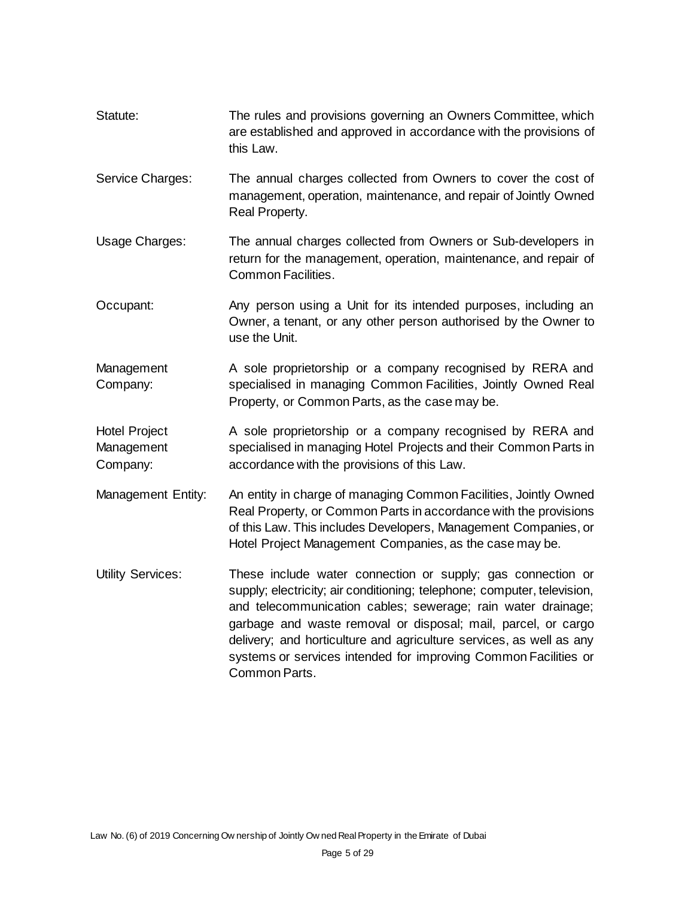| | |
|---|---|
| Statute: | The rules and provisions governing an Owners Committee, which are established and approved in accordance with the provisions of this Law. |
| Service Charges: | The annual charges collected from Owners to cover the cost of management, operation, maintenance, and repair of Jointly Owned Real Property. |
| Usage Charges: | The annual charges collected from Owners or Sub-developers in return for the management, operation, maintenance, and repair of Common Facilities. |
| Occupant: | Any person using a Unit for its intended purposes, including an Owner, a tenant, or any other person authorised by the Owner to use the Unit. |
| Management Company: | A sole proprietorship or a company recognised by RERA and specialised in managing Common Facilities, Jointly Owned Real Property, or Common Parts, as the case may be. |
| Hotel Project Management Company: | A sole proprietorship or a company recognised by RERA and specialised in managing Hotel Projects and their Common Parts in accordance with the provisions of this Law. |
| Management Entity: | An entity in charge of managing Common Facilities, Jointly Owned Real Property, or Common Parts in accordance with the provisions of this Law. This includes Developers, Management Companies, or Hotel Project Management Companies, as the case may be. |
| Utility Services: | These include water connection or supply; gas connection or supply; electricity; air conditioning; telephone; computer, television, and telecommunication cables; sewerage; rain water drainage; garbage and waste removal or disposal; mail, parcel, or cargo delivery; and horticulture and agriculture services, as well as any systems or services intended for improving Common Facilities or Common Parts. |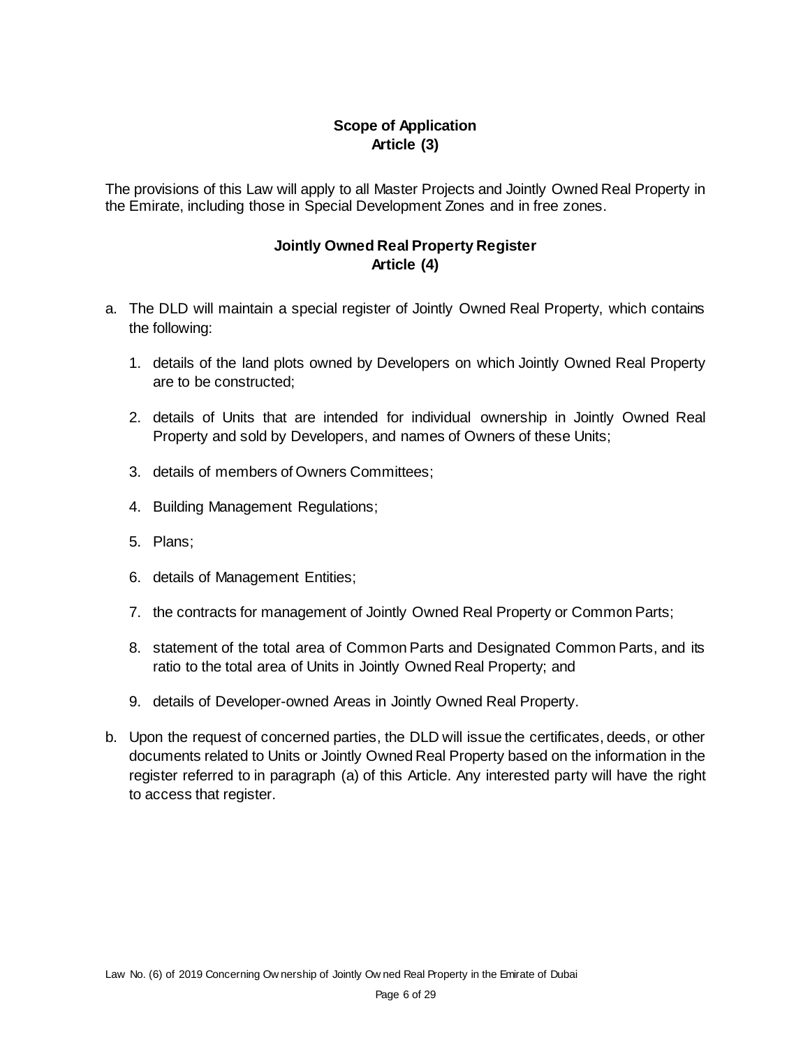## Scope of Application
## Article (3)

The provisions of this Law will apply to all Master Projects and Jointly Owned Real Property in the Emirate, including those in Special Development Zones and in free zones.

## Jointly Owned Real Property Register
## Article (4)

a. The DLD will maintain a special register of Jointly Owned Real Property, which contains the following:

   1. details of the land plots owned by Developers on which Jointly Owned Real Property are to be constructed;

   2. details of Units that are intended for individual ownership in Jointly Owned Real Property and sold by Developers, and names of Owners of these Units;

   3. details of members of Owners Committees;

   4. Building Management Regulations;

   5. Plans;

   6. details of Management Entities;

   7. the contracts for management of Jointly Owned Real Property or Common Parts;

   8. statement of the total area of Common Parts and Designated Common Parts, and its ratio to the total area of Units in Jointly Owned Real Property; and

   9. details of Developer-owned Areas in Jointly Owned Real Property.

b. Upon the request of concerned parties, the DLD will issue the certificates, deeds, or other documents related to Units or Jointly Owned Real Property based on the information in the register referred to in paragraph (a) of this Article. Any interested party will have the right to access that register.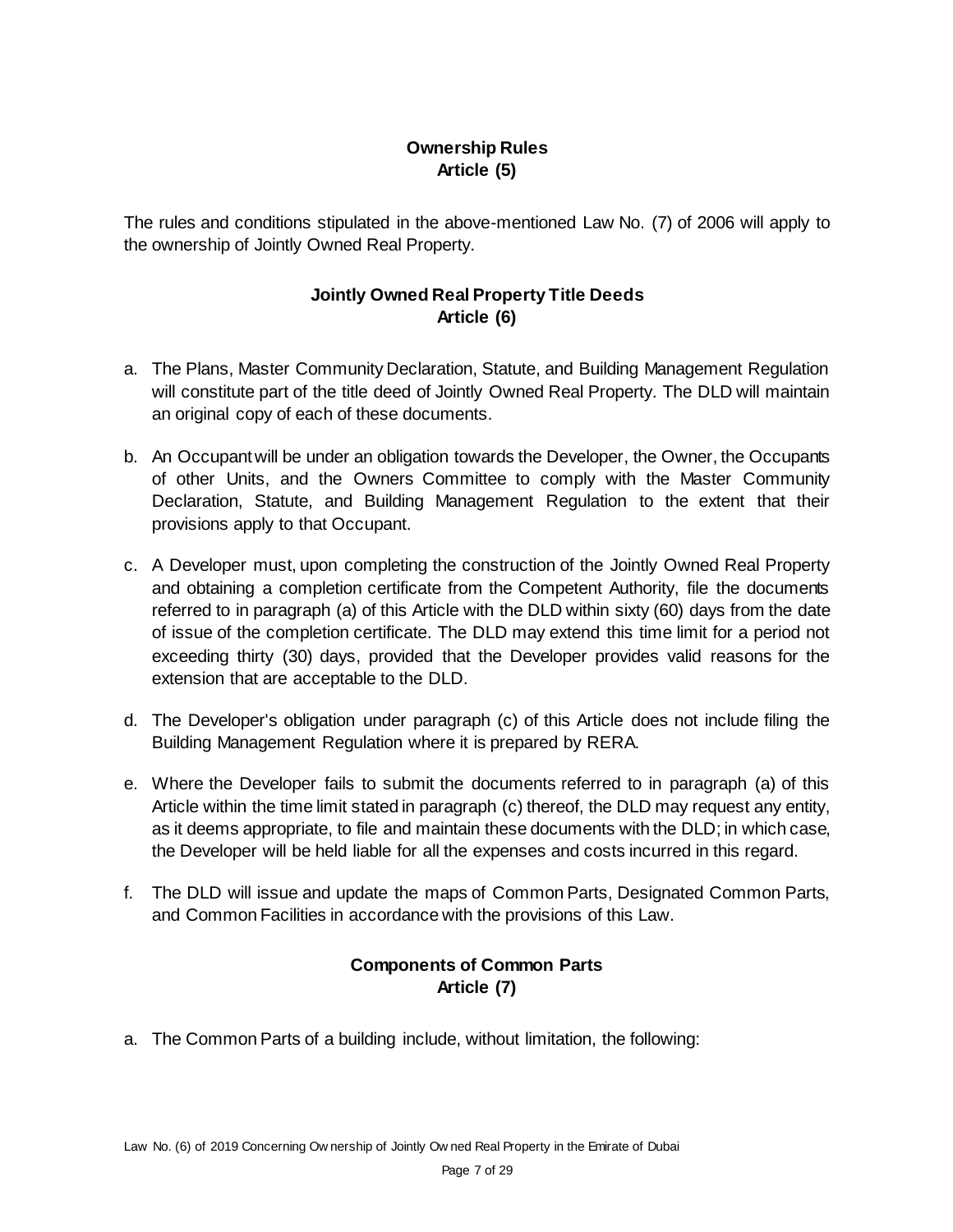## Ownership Rules
## Article (5)

The rules and conditions stipulated in the above-mentioned Law No. (7) of 2006 will apply to the ownership of Jointly Owned Real Property.

## Jointly Owned Real Property Title Deeds
## Article (6)

a. The Plans, Master Community Declaration, Statute, and Building Management Regulation will constitute part of the title deed of Jointly Owned Real Property. The DLD will maintain an original copy of each of these documents.

b. An Occupant will be under an obligation towards the Developer, the Owner, the Occupants of other Units, and the Owners Committee to comply with the Master Community Declaration, Statute, and Building Management Regulation to the extent that their provisions apply to that Occupant.

c. A Developer must, upon completing the construction of the Jointly Owned Real Property and obtaining a completion certificate from the Competent Authority, file the documents referred to in paragraph (a) of this Article with the DLD within sixty (60) days from the date of issue of the completion certificate. The DLD may extend this time limit for a period not exceeding thirty (30) days, provided that the Developer provides valid reasons for the extension that are acceptable to the DLD.

d. The Developer's obligation under paragraph (c) of this Article does not include filing the Building Management Regulation where it is prepared by RERA.

e. Where the Developer fails to submit the documents referred to in paragraph (a) of this Article within the time limit stated in paragraph (c) thereof, the DLD may request any entity, as it deems appropriate, to file and maintain these documents with the DLD; in which case, the Developer will be held liable for all the expenses and costs incurred in this regard.

f. The DLD will issue and update the maps of Common Parts, Designated Common Parts, and Common Facilities in accordance with the provisions of this Law.

## Components of Common Parts
## Article (7)

a. The Common Parts of a building include, without limitation, the following: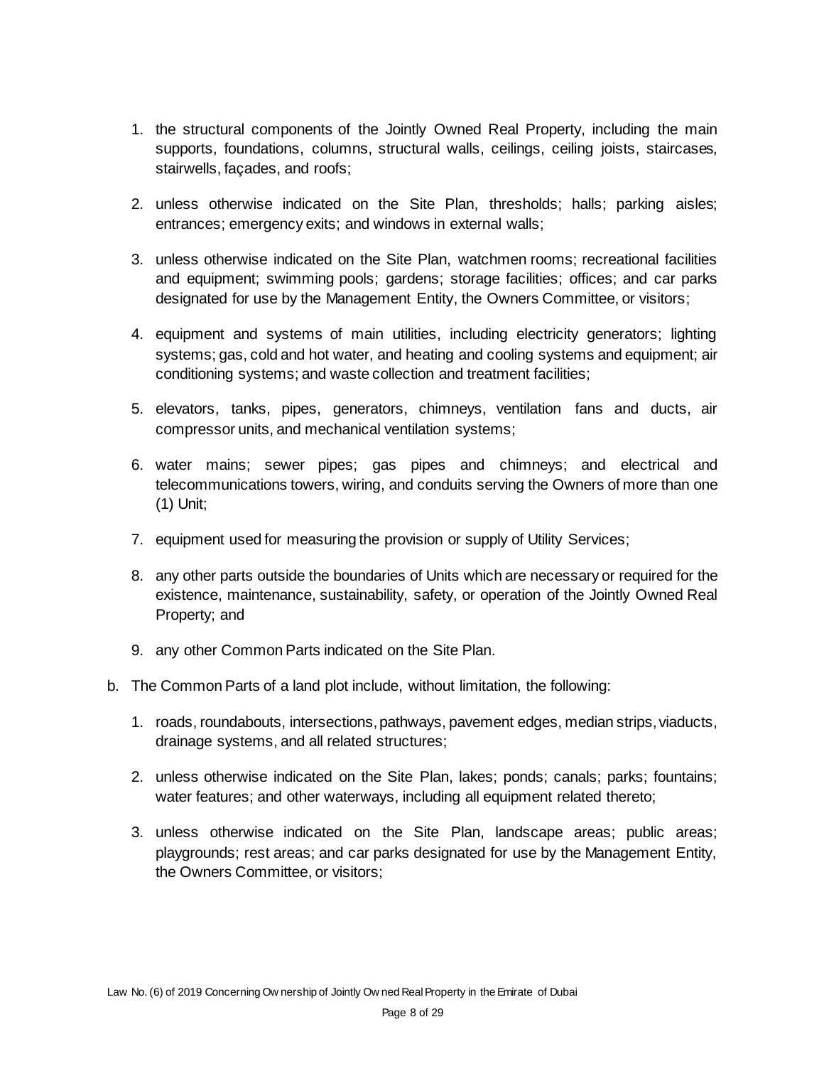1. the structural components of the Jointly Owned Real Property, including the main supports, foundations, columns, structural walls, ceilings, ceiling joists, staircases, stairwells, façades, and roofs;

2. unless otherwise indicated on the Site Plan, thresholds; halls; parking aisles; entrances; emergency exits; and windows in external walls;

3. unless otherwise indicated on the Site Plan, watchmen rooms; recreational facilities and equipment; swimming pools; gardens; storage facilities; offices; and car parks designated for use by the Management Entity, the Owners Committee, or visitors;

4. equipment and systems of main utilities, including electricity generators; lighting systems; gas, cold and hot water, and heating and cooling systems and equipment; air conditioning systems; and waste collection and treatment facilities;

5. elevators, tanks, pipes, generators, chimneys, ventilation fans and ducts, air compressor units, and mechanical ventilation systems;

6. water mains; sewer pipes; gas pipes and chimneys; and electrical and telecommunications towers, wiring, and conduits serving the Owners of more than one (1) Unit;

7. equipment used for measuring the provision or supply of Utility Services;

8. any other parts outside the boundaries of Units which are necessary or required for the existence, maintenance, sustainability, safety, or operation of the Jointly Owned Real Property; and

9. any other Common Parts indicated on the Site Plan.

b. The Common Parts of a land plot include, without limitation, the following:

   1. roads, roundabouts, intersections, pathways, pavement edges, median strips, viaducts, drainage systems, and all related structures;

   2. unless otherwise indicated on the Site Plan, lakes; ponds; canals; parks; fountains; water features; and other waterways, including all equipment related thereto;

   3. unless otherwise indicated on the Site Plan, landscape areas; public areas; playgrounds; rest areas; and car parks designated for use by the Management Entity, the Owners Committee, or visitors;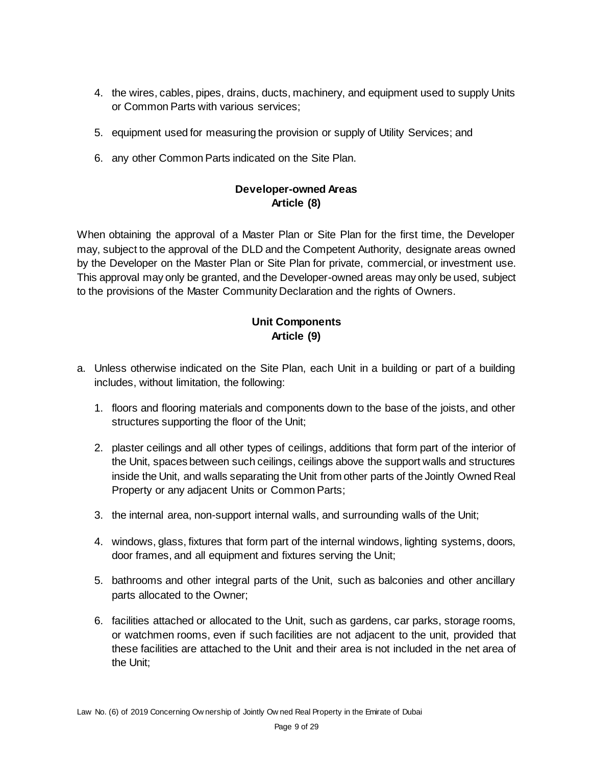4. the wires, cables, pipes, drains, ducts, machinery, and equipment used to supply Units or Common Parts with various services;

5. equipment used for measuring the provision or supply of Utility Services; and

6. any other Common Parts indicated on the Site Plan.

**Developer-owned Areas**
**Article (8)**

When obtaining the approval of a Master Plan or Site Plan for the first time, the Developer may, subject to the approval of the DLD and the Competent Authority, designate areas owned by the Developer on the Master Plan or Site Plan for private, commercial, or investment use. This approval may only be granted, and the Developer-owned areas may only be used, subject to the provisions of the Master Community Declaration and the rights of Owners.

**Unit Components**
**Article (9)**

a. Unless otherwise indicated on the Site Plan, each Unit in a building or part of a building includes, without limitation, the following:

   1. floors and flooring materials and components down to the base of the joists, and other structures supporting the floor of the Unit;

   2. plaster ceilings and all other types of ceilings, additions that form part of the interior of the Unit, spaces between such ceilings, ceilings above the support walls and structures inside the Unit, and walls separating the Unit from other parts of the Jointly Owned Real Property or any adjacent Units or Common Parts;

   3. the internal area, non-support internal walls, and surrounding walls of the Unit;

   4. windows, glass, fixtures that form part of the internal windows, lighting systems, doors, door frames, and all equipment and fixtures serving the Unit;

   5. bathrooms and other integral parts of the Unit, such as balconies and other ancillary parts allocated to the Owner;

   6. facilities attached or allocated to the Unit, such as gardens, car parks, storage rooms, or watchmen rooms, even if such facilities are not adjacent to the unit, provided that these facilities are attached to the Unit and their area is not included in the net area of the Unit;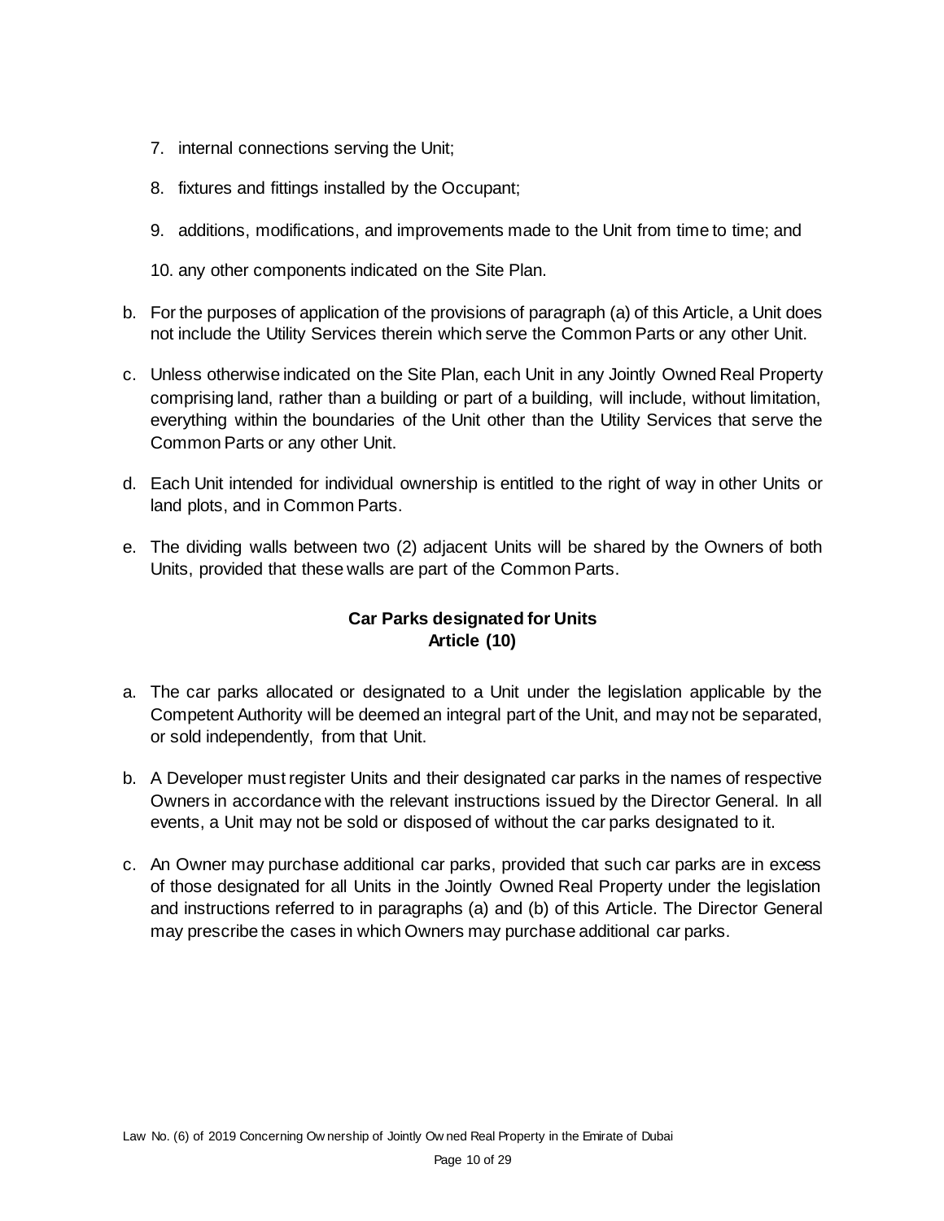7. internal connections serving the Unit;

8. fixtures and fittings installed by the Occupant;

9. additions, modifications, and improvements made to the Unit from time to time; and

10. any other components indicated on the Site Plan.

b. For the purposes of application of the provisions of paragraph (a) of this Article, a Unit does not include the Utility Services therein which serve the Common Parts or any other Unit.

c. Unless otherwise indicated on the Site Plan, each Unit in any Jointly Owned Real Property comprising land, rather than a building or part of a building, will include, without limitation, everything within the boundaries of the Unit other than the Utility Services that serve the Common Parts or any other Unit.

d. Each Unit intended for individual ownership is entitled to the right of way in other Units or land plots, and in Common Parts.

e. The dividing walls between two (2) adjacent Units will be shared by the Owners of both Units, provided that these walls are part of the Common Parts.

### Car Parks designated for Units
### Article (10)

a. The car parks allocated or designated to a Unit under the legislation applicable by the Competent Authority will be deemed an integral part of the Unit, and may not be separated, or sold independently, from that Unit.

b. A Developer must register Units and their designated car parks in the names of respective Owners in accordance with the relevant instructions issued by the Director General. In all events, a Unit may not be sold or disposed of without the car parks designated to it.

c. An Owner may purchase additional car parks, provided that such car parks are in excess of those designated for all Units in the Jointly Owned Real Property under the legislation and instructions referred to in paragraphs (a) and (b) of this Article. The Director General may prescribe the cases in which Owners may purchase additional car parks.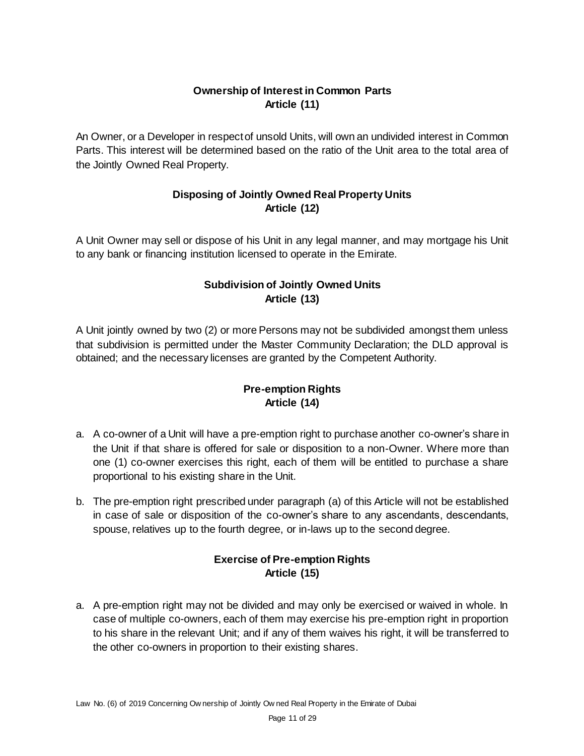## Ownership of Interest in Common Parts
## Article (11)

An Owner, or a Developer in respect of unsold Units, will own an undivided interest in Common Parts. This interest will be determined based on the ratio of the Unit area to the total area of the Jointly Owned Real Property.

## Disposing of Jointly Owned Real Property Units
## Article (12)

A Unit Owner may sell or dispose of his Unit in any legal manner, and may mortgage his Unit to any bank or financing institution licensed to operate in the Emirate.

## Subdivision of Jointly Owned Units
## Article (13)

A Unit jointly owned by two (2) or more Persons may not be subdivided amongst them unless that subdivision is permitted under the Master Community Declaration; the DLD approval is obtained; and the necessary licenses are granted by the Competent Authority.

## Pre-emption Rights
## Article (14)

a. A co-owner of a Unit will have a pre-emption right to purchase another co-owner's share in the Unit if that share is offered for sale or disposition to a non-Owner. Where more than one (1) co-owner exercises this right, each of them will be entitled to purchase a share proportional to his existing share in the Unit.

b. The pre-emption right prescribed under paragraph (a) of this Article will not be established in case of sale or disposition of the co-owner's share to any ascendants, descendants, spouse, relatives up to the fourth degree, or in-laws up to the second degree.

## Exercise of Pre-emption Rights
## Article (15)

a. A pre-emption right may not be divided and may only be exercised or waived in whole. In case of multiple co-owners, each of them may exercise his pre-emption right in proportion to his share in the relevant Unit; and if any of them waives his right, it will be transferred to the other co-owners in proportion to their existing shares.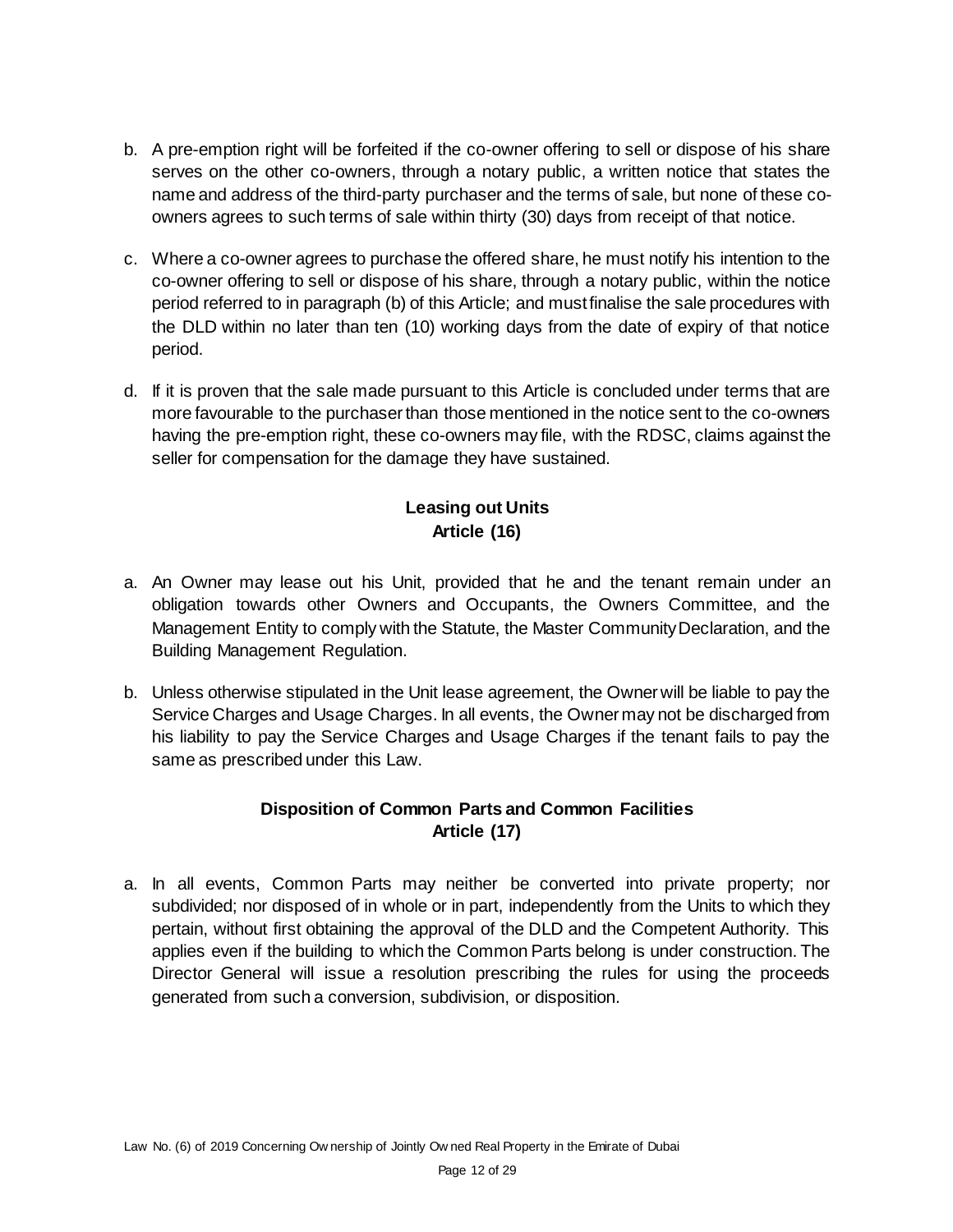b. A pre-emption right will be forfeited if the co-owner offering to sell or dispose of his share serves on the other co-owners, through a notary public, a written notice that states the name and address of the third-party purchaser and the terms of sale, but none of these co-owners agrees to such terms of sale within thirty (30) days from receipt of that notice.

c. Where a co-owner agrees to purchase the offered share, he must notify his intention to the co-owner offering to sell or dispose of his share, through a notary public, within the notice period referred to in paragraph (b) of this Article; and must finalise the sale procedures with the DLD within no later than ten (10) working days from the date of expiry of that notice period.

d. If it is proven that the sale made pursuant to this Article is concluded under terms that are more favourable to the purchaser than those mentioned in the notice sent to the co-owners having the pre-emption right, these co-owners may file, with the RDSC, claims against the seller for compensation for the damage they have sustained.

### Leasing out Units
### Article (16)

a. An Owner may lease out his Unit, provided that he and the tenant remain under an obligation towards other Owners and Occupants, the Owners Committee, and the Management Entity to comply with the Statute, the Master Community Declaration, and the Building Management Regulation.

b. Unless otherwise stipulated in the Unit lease agreement, the Owner will be liable to pay the Service Charges and Usage Charges. In all events, the Owner may not be discharged from his liability to pay the Service Charges and Usage Charges if the tenant fails to pay the same as prescribed under this Law.

### Disposition of Common Parts and Common Facilities
### Article (17)

a. In all events, Common Parts may neither be converted into private property; nor subdivided; nor disposed of in whole or in part, independently from the Units to which they pertain, without first obtaining the approval of the DLD and the Competent Authority. This applies even if the building to which the Common Parts belong is under construction. The Director General will issue a resolution prescribing the rules for using the proceeds generated from such a conversion, subdivision, or disposition.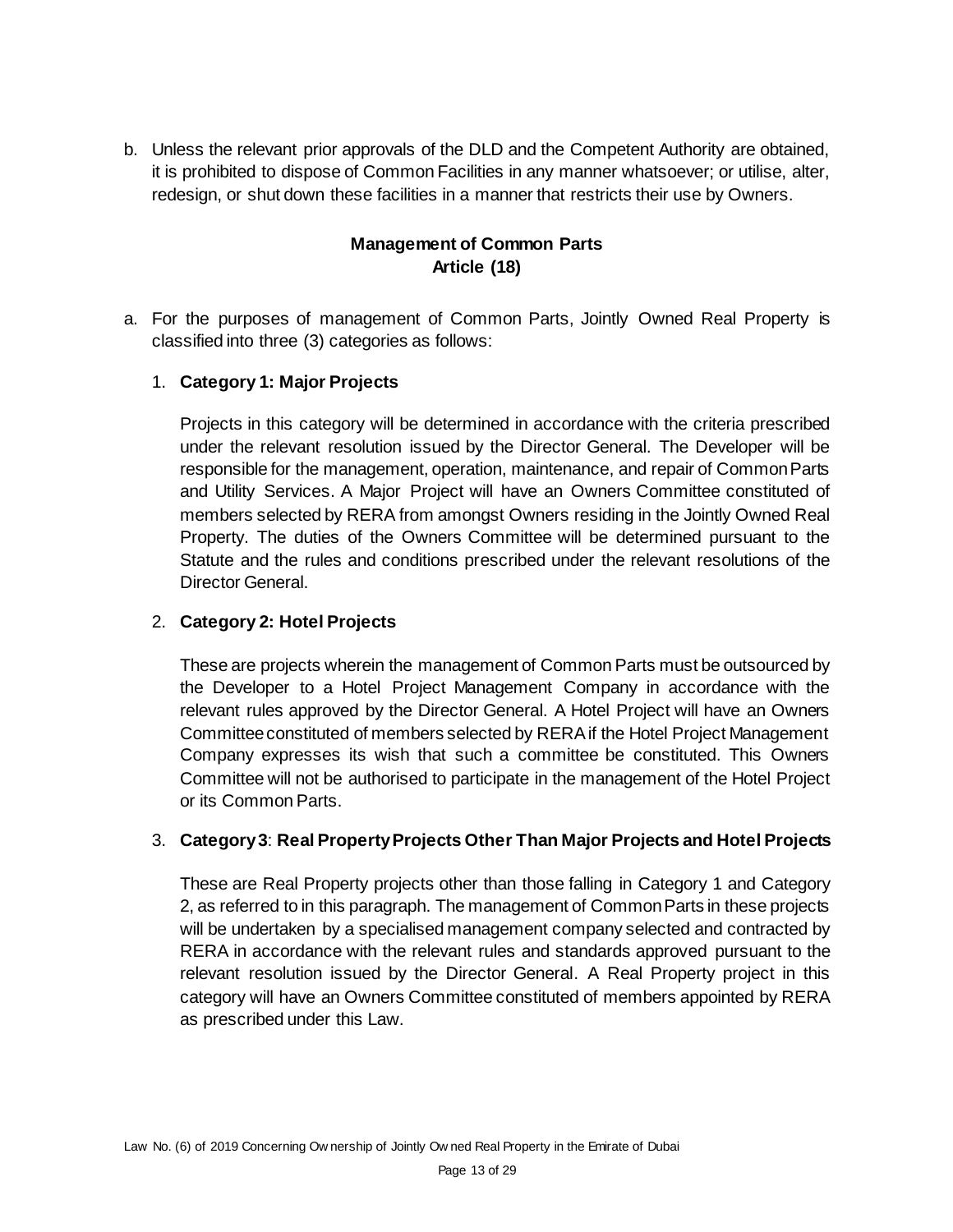b. Unless the relevant prior approvals of the DLD and the Competent Authority are obtained, it is prohibited to dispose of Common Facilities in any manner whatsoever; or utilise, alter, redesign, or shut down these facilities in a manner that restricts their use by Owners.

### Management of Common Parts
### Article (18)

a. For the purposes of management of Common Parts, Jointly Owned Real Property is classified into three (3) categories as follows:

   1. **Category 1: Major Projects**

      Projects in this category will be determined in accordance with the criteria prescribed under the relevant resolution issued by the Director General. The Developer will be responsible for the management, operation, maintenance, and repair of Common Parts and Utility Services. A Major Project will have an Owners Committee constituted of members selected by RERA from amongst Owners residing in the Jointly Owned Real Property. The duties of the Owners Committee will be determined pursuant to the Statute and the rules and conditions prescribed under the relevant resolutions of the Director General.

   2. **Category 2: Hotel Projects**

      These are projects wherein the management of Common Parts must be outsourced by the Developer to a Hotel Project Management Company in accordance with the relevant rules approved by the Director General. A Hotel Project will have an Owners Committee constituted of members selected by RERA if the Hotel Project Management Company expresses its wish that such a committee be constituted. This Owners Committee will not be authorised to participate in the management of the Hotel Project or its Common Parts.

   3. **Category 3**: **Real Property Projects Other Than Major Projects and Hotel Projects**

      These are Real Property projects other than those falling in Category 1 and Category 2, as referred to in this paragraph. The management of Common Parts in these projects will be undertaken by a specialised management company selected and contracted by RERA in accordance with the relevant rules and standards approved pursuant to the relevant resolution issued by the Director General. A Real Property project in this category will have an Owners Committee constituted of members appointed by RERA as prescribed under this Law.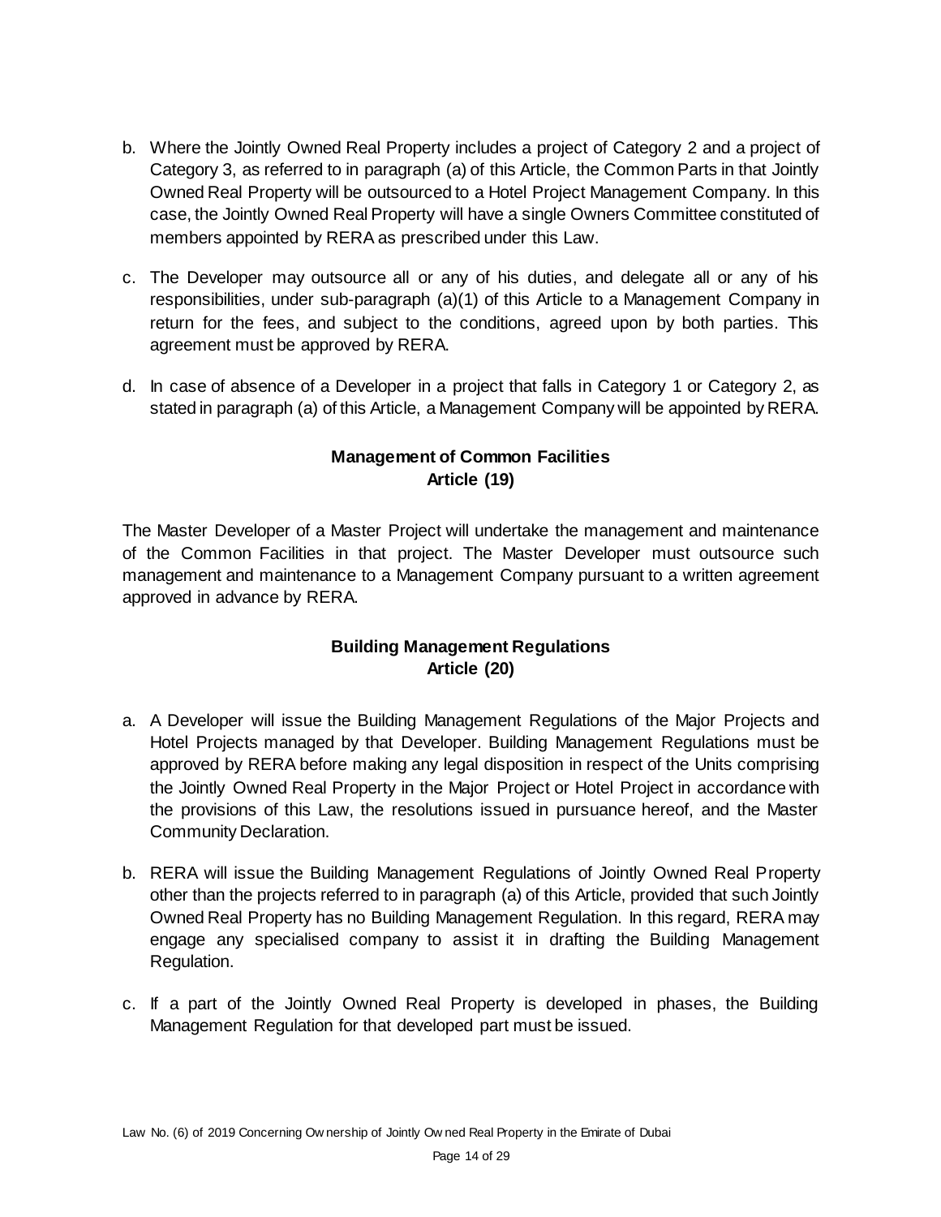b. Where the Jointly Owned Real Property includes a project of Category 2 and a project of Category 3, as referred to in paragraph (a) of this Article, the Common Parts in that Jointly Owned Real Property will be outsourced to a Hotel Project Management Company. In this case, the Jointly Owned Real Property will have a single Owners Committee constituted of members appointed by RERA as prescribed under this Law.

c. The Developer may outsource all or any of his duties, and delegate all or any of his responsibilities, under sub-paragraph (a)(1) of this Article to a Management Company in return for the fees, and subject to the conditions, agreed upon by both parties. This agreement must be approved by RERA.

d. In case of absence of a Developer in a project that falls in Category 1 or Category 2, as stated in paragraph (a) of this Article, a Management Company will be appointed by RERA.

## Management of Common Facilities
## Article (19)

The Master Developer of a Master Project will undertake the management and maintenance of the Common Facilities in that project. The Master Developer must outsource such management and maintenance to a Management Company pursuant to a written agreement approved in advance by RERA.

## Building Management Regulations
## Article (20)

a. A Developer will issue the Building Management Regulations of the Major Projects and Hotel Projects managed by that Developer. Building Management Regulations must be approved by RERA before making any legal disposition in respect of the Units comprising the Jointly Owned Real Property in the Major Project or Hotel Project in accordance with the provisions of this Law, the resolutions issued in pursuance hereof, and the Master Community Declaration.

b. RERA will issue the Building Management Regulations of Jointly Owned Real Property other than the projects referred to in paragraph (a) of this Article, provided that such Jointly Owned Real Property has no Building Management Regulation. In this regard, RERA may engage any specialised company to assist it in drafting the Building Management Regulation.

c. If a part of the Jointly Owned Real Property is developed in phases, the Building Management Regulation for that developed part must be issued.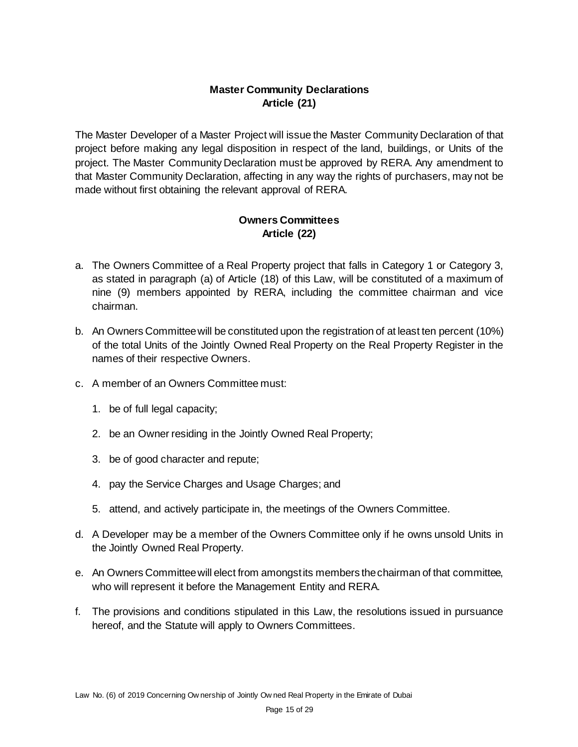## Master Community Declarations
## Article (21)

The Master Developer of a Master Project will issue the Master Community Declaration of that project before making any legal disposition in respect of the land, buildings, or Units of the project. The Master Community Declaration must be approved by RERA. Any amendment to that Master Community Declaration, affecting in any way the rights of purchasers, may not be made without first obtaining the relevant approval of RERA.

## Owners Committees
## Article (22)

a. The Owners Committee of a Real Property project that falls in Category 1 or Category 3, as stated in paragraph (a) of Article (18) of this Law, will be constituted of a maximum of nine (9) members appointed by RERA, including the committee chairman and vice chairman.

b. An Owners Committee will be constituted upon the registration of at least ten percent (10%) of the total Units of the Jointly Owned Real Property on the Real Property Register in the names of their respective Owners.

c. A member of an Owners Committee must:

   1. be of full legal capacity;

   2. be an Owner residing in the Jointly Owned Real Property;

   3. be of good character and repute;

   4. pay the Service Charges and Usage Charges; and

   5. attend, and actively participate in, the meetings of the Owners Committee.

d. A Developer may be a member of the Owners Committee only if he owns unsold Units in the Jointly Owned Real Property.

e. An Owners Committee will elect from amongst its members the chairman of that committee, who will represent it before the Management Entity and RERA.

f. The provisions and conditions stipulated in this Law, the resolutions issued in pursuance hereof, and the Statute will apply to Owners Committees.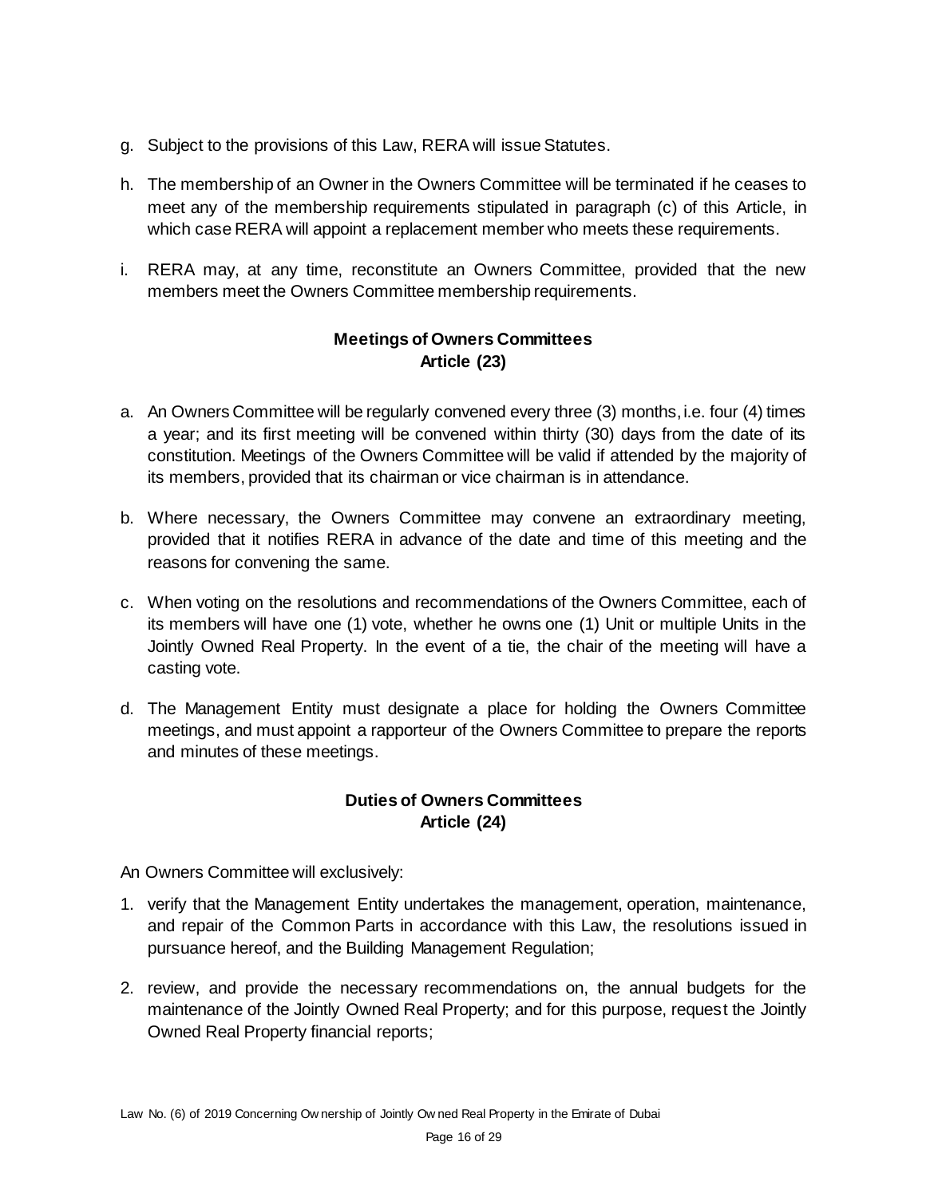g. Subject to the provisions of this Law, RERA will issue Statutes.

h. The membership of an Owner in the Owners Committee will be terminated if he ceases to meet any of the membership requirements stipulated in paragraph (c) of this Article, in which case RERA will appoint a replacement member who meets these requirements.

i. RERA may, at any time, reconstitute an Owners Committee, provided that the new members meet the Owners Committee membership requirements.

### Meetings of Owners Committees
### Article (23)

a. An Owners Committee will be regularly convened every three (3) months, i.e. four (4) times a year; and its first meeting will be convened within thirty (30) days from the date of its constitution. Meetings of the Owners Committee will be valid if attended by the majority of its members, provided that its chairman or vice chairman is in attendance.

b. Where necessary, the Owners Committee may convene an extraordinary meeting, provided that it notifies RERA in advance of the date and time of this meeting and the reasons for convening the same.

c. When voting on the resolutions and recommendations of the Owners Committee, each of its members will have one (1) vote, whether he owns one (1) Unit or multiple Units in the Jointly Owned Real Property. In the event of a tie, the chair of the meeting will have a casting vote.

d. The Management Entity must designate a place for holding the Owners Committee meetings, and must appoint a rapporteur of the Owners Committee to prepare the reports and minutes of these meetings.

### Duties of Owners Committees
### Article (24)

An Owners Committee will exclusively:

1. verify that the Management Entity undertakes the management, operation, maintenance, and repair of the Common Parts in accordance with this Law, the resolutions issued in pursuance hereof, and the Building Management Regulation;
2. review, and provide the necessary recommendations on, the annual budgets for the maintenance of the Jointly Owned Real Property; and for this purpose, request the Jointly Owned Real Property financial reports;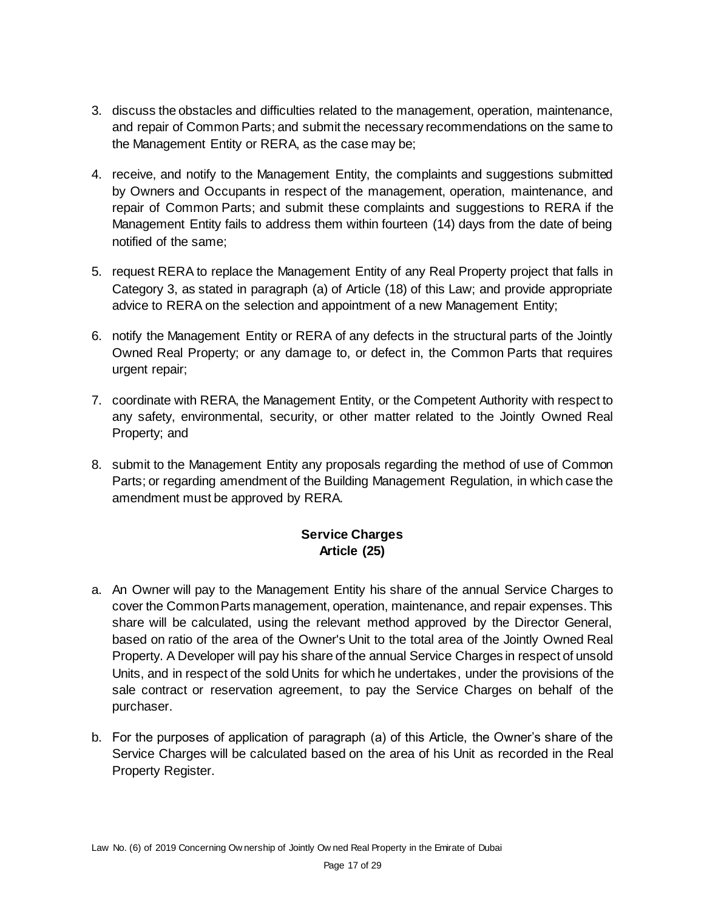3. discuss the obstacles and difficulties related to the management, operation, maintenance, and repair of Common Parts; and submit the necessary recommendations on the same to the Management Entity or RERA, as the case may be;

4. receive, and notify to the Management Entity, the complaints and suggestions submitted by Owners and Occupants in respect of the management, operation, maintenance, and repair of Common Parts; and submit these complaints and suggestions to RERA if the Management Entity fails to address them within fourteen (14) days from the date of being notified of the same;

5. request RERA to replace the Management Entity of any Real Property project that falls in Category 3, as stated in paragraph (a) of Article (18) of this Law; and provide appropriate advice to RERA on the selection and appointment of a new Management Entity;

6. notify the Management Entity or RERA of any defects in the structural parts of the Jointly Owned Real Property; or any damage to, or defect in, the Common Parts that requires urgent repair;

7. coordinate with RERA, the Management Entity, or the Competent Authority with respect to any safety, environmental, security, or other matter related to the Jointly Owned Real Property; and

8. submit to the Management Entity any proposals regarding the method of use of Common Parts; or regarding amendment of the Building Management Regulation, in which case the amendment must be approved by RERA.

### Service Charges
### Article (25)

a. An Owner will pay to the Management Entity his share of the annual Service Charges to cover the Common Parts management, operation, maintenance, and repair expenses. This share will be calculated, using the relevant method approved by the Director General, based on ratio of the area of the Owner's Unit to the total area of the Jointly Owned Real Property. A Developer will pay his share of the annual Service Charges in respect of unsold Units, and in respect of the sold Units for which he undertakes, under the provisions of the sale contract or reservation agreement, to pay the Service Charges on behalf of the purchaser.

b. For the purposes of application of paragraph (a) of this Article, the Owner's share of the Service Charges will be calculated based on the area of his Unit as recorded in the Real Property Register.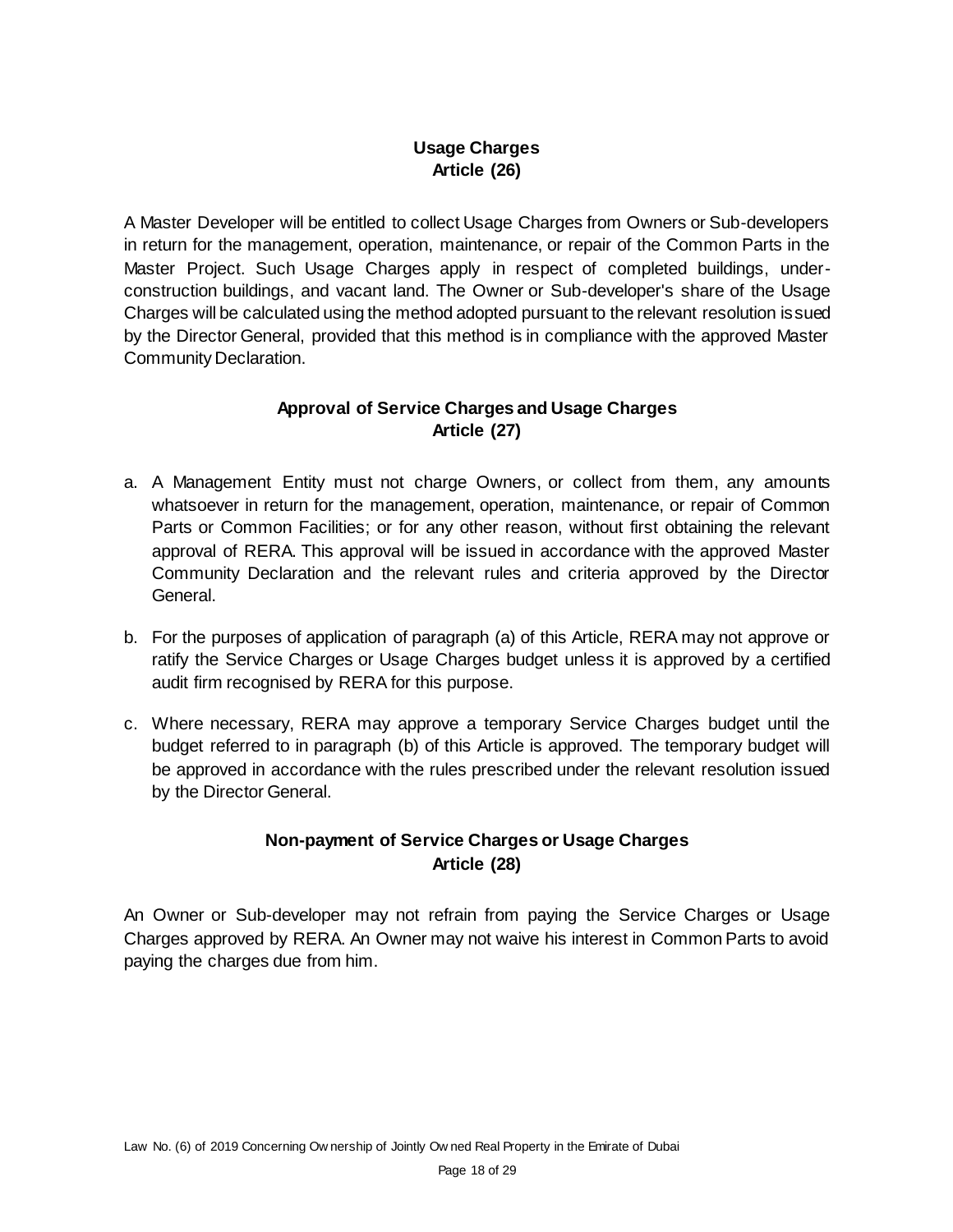## Usage Charges
## Article (26)

A Master Developer will be entitled to collect Usage Charges from Owners or Sub-developers in return for the management, operation, maintenance, or repair of the Common Parts in the Master Project. Such Usage Charges apply in respect of completed buildings, under-construction buildings, and vacant land. The Owner or Sub-developer's share of the Usage Charges will be calculated using the method adopted pursuant to the relevant resolution issued by the Director General, provided that this method is in compliance with the approved Master Community Declaration.

## Approval of Service Charges and Usage Charges
## Article (27)

a. A Management Entity must not charge Owners, or collect from them, any amounts whatsoever in return for the management, operation, maintenance, or repair of Common Parts or Common Facilities; or for any other reason, without first obtaining the relevant approval of RERA. This approval will be issued in accordance with the approved Master Community Declaration and the relevant rules and criteria approved by the Director General.

b. For the purposes of application of paragraph (a) of this Article, RERA may not approve or ratify the Service Charges or Usage Charges budget unless it is approved by a certified audit firm recognised by RERA for this purpose.

c. Where necessary, RERA may approve a temporary Service Charges budget until the budget referred to in paragraph (b) of this Article is approved. The temporary budget will be approved in accordance with the rules prescribed under the relevant resolution issued by the Director General.

## Non-payment of Service Charges or Usage Charges
## Article (28)

An Owner or Sub-developer may not refrain from paying the Service Charges or Usage Charges approved by RERA. An Owner may not waive his interest in Common Parts to avoid paying the charges due from him.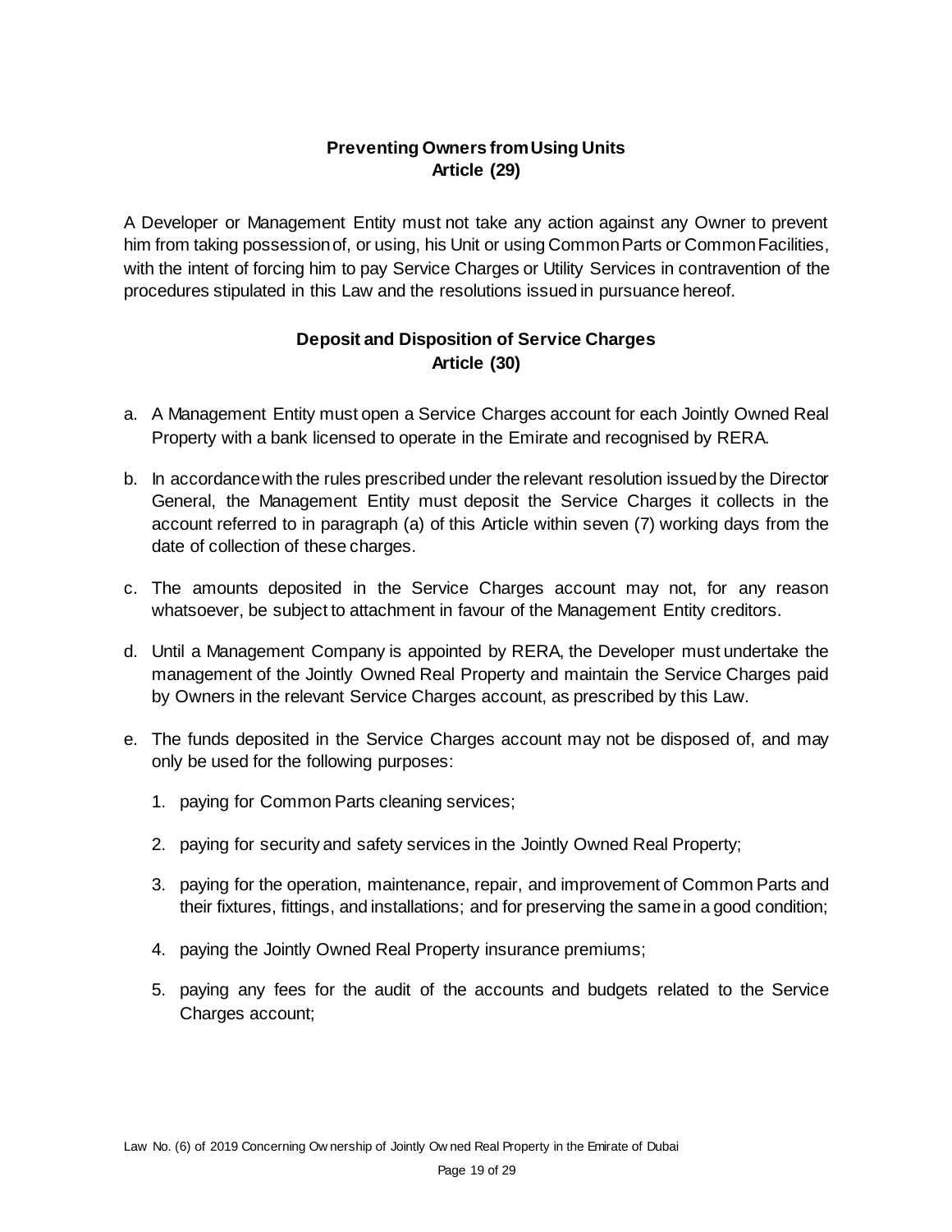## Preventing Owners from Using Units
## Article (29)

A Developer or Management Entity must not take any action against any Owner to prevent him from taking possession of, or using, his Unit or using Common Parts or Common Facilities, with the intent of forcing him to pay Service Charges or Utility Services in contravention of the procedures stipulated in this Law and the resolutions issued in pursuance hereof.

## Deposit and Disposition of Service Charges
## Article (30)

a. A Management Entity must open a Service Charges account for each Jointly Owned Real Property with a bank licensed to operate in the Emirate and recognised by RERA.

b. In accordance with the rules prescribed under the relevant resolution issued by the Director General, the Management Entity must deposit the Service Charges it collects in the account referred to in paragraph (a) of this Article within seven (7) working days from the date of collection of these charges.

c. The amounts deposited in the Service Charges account may not, for any reason whatsoever, be subject to attachment in favour of the Management Entity creditors.

d. Until a Management Company is appointed by RERA, the Developer must undertake the management of the Jointly Owned Real Property and maintain the Service Charges paid by Owners in the relevant Service Charges account, as prescribed by this Law.

e. The funds deposited in the Service Charges account may not be disposed of, and may only be used for the following purposes:

   1. paying for Common Parts cleaning services;

   2. paying for security and safety services in the Jointly Owned Real Property;

   3. paying for the operation, maintenance, repair, and improvement of Common Parts and their fixtures, fittings, and installations; and for preserving the same in a good condition;

   4. paying the Jointly Owned Real Property insurance premiums;

   5. paying any fees for the audit of the accounts and budgets related to the Service Charges account;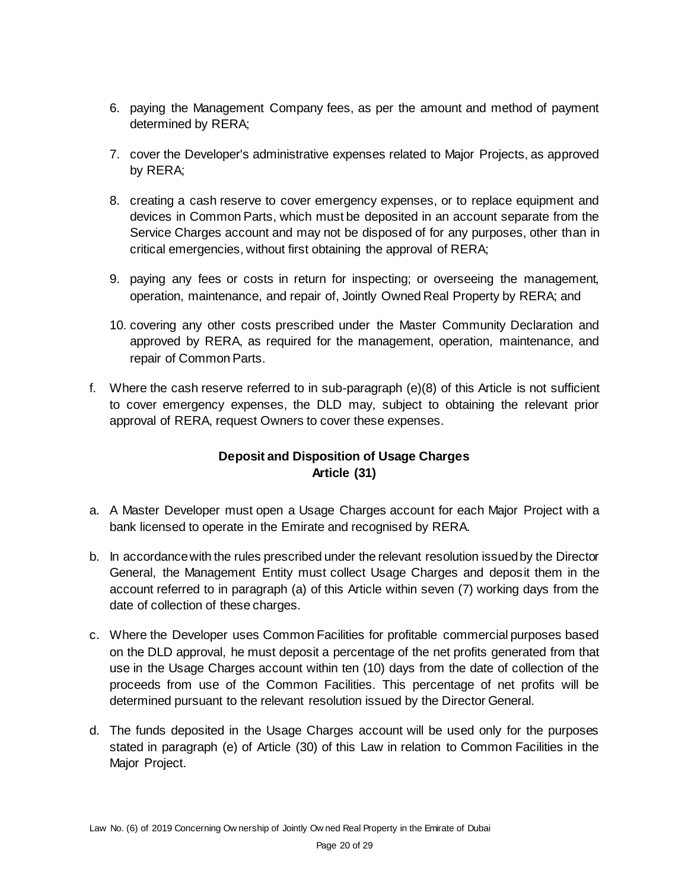6. paying the Management Company fees, as per the amount and method of payment determined by RERA;

7. cover the Developer's administrative expenses related to Major Projects, as approved by RERA;

8. creating a cash reserve to cover emergency expenses, or to replace equipment and devices in Common Parts, which must be deposited in an account separate from the Service Charges account and may not be disposed of for any purposes, other than in critical emergencies, without first obtaining the approval of RERA;

9. paying any fees or costs in return for inspecting; or overseeing the management, operation, maintenance, and repair of, Jointly Owned Real Property by RERA; and

10. covering any other costs prescribed under the Master Community Declaration and approved by RERA, as required for the management, operation, maintenance, and repair of Common Parts.

f. Where the cash reserve referred to in sub-paragraph (e)(8) of this Article is not sufficient to cover emergency expenses, the DLD may, subject to obtaining the relevant prior approval of RERA, request Owners to cover these expenses.

**Deposit and Disposition of Usage Charges**
**Article (31)**

a. A Master Developer must open a Usage Charges account for each Major Project with a bank licensed to operate in the Emirate and recognised by RERA.

b. In accordance with the rules prescribed under the relevant resolution issued by the Director General, the Management Entity must collect Usage Charges and deposit them in the account referred to in paragraph (a) of this Article within seven (7) working days from the date of collection of these charges.

c. Where the Developer uses Common Facilities for profitable commercial purposes based on the DLD approval, he must deposit a percentage of the net profits generated from that use in the Usage Charges account within ten (10) days from the date of collection of the proceeds from use of the Common Facilities. This percentage of net profits will be determined pursuant to the relevant resolution issued by the Director General.

d. The funds deposited in the Usage Charges account will be used only for the purposes stated in paragraph (e) of Article (30) of this Law in relation to Common Facilities in the Major Project.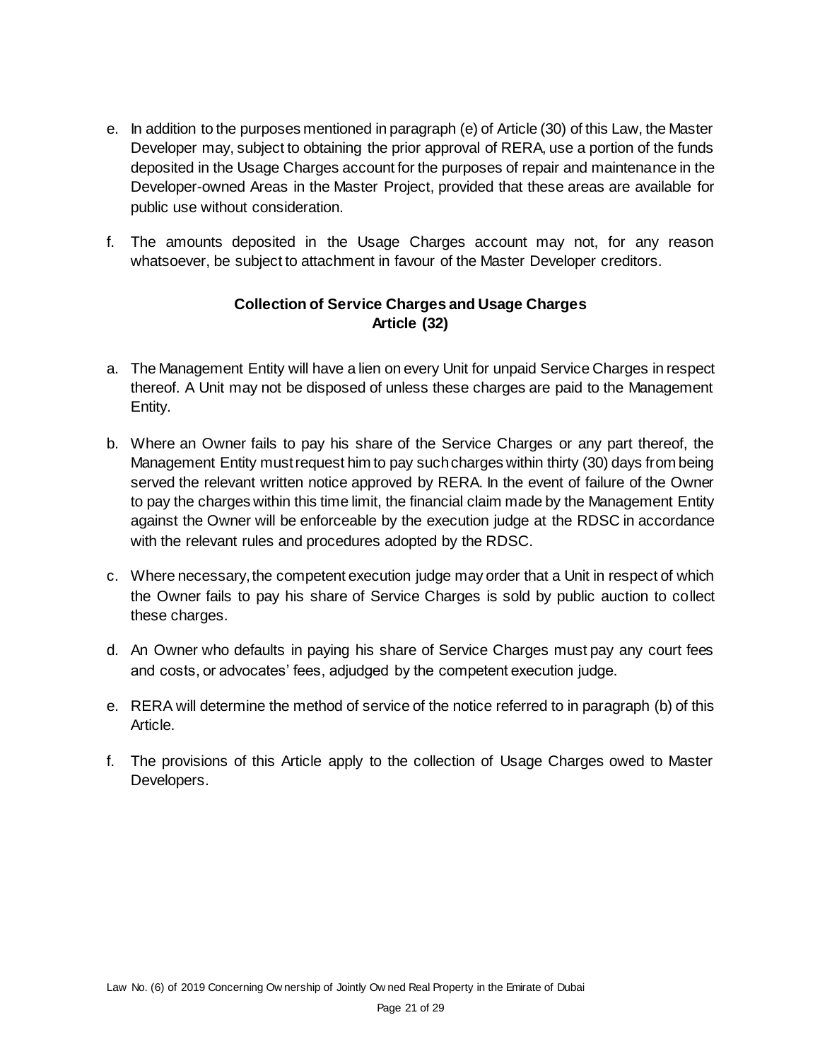e. In addition to the purposes mentioned in paragraph (e) of Article (30) of this Law, the Master Developer may, subject to obtaining the prior approval of RERA, use a portion of the funds deposited in the Usage Charges account for the purposes of repair and maintenance in the Developer-owned Areas in the Master Project, provided that these areas are available for public use without consideration.

f. The amounts deposited in the Usage Charges account may not, for any reason whatsoever, be subject to attachment in favour of the Master Developer creditors.

## Collection of Service Charges and Usage Charges
## Article (32)

a. The Management Entity will have a lien on every Unit for unpaid Service Charges in respect thereof. A Unit may not be disposed of unless these charges are paid to the Management Entity.

b. Where an Owner fails to pay his share of the Service Charges or any part thereof, the Management Entity must request him to pay such charges within thirty (30) days from being served the relevant written notice approved by RERA. In the event of failure of the Owner to pay the charges within this time limit, the financial claim made by the Management Entity against the Owner will be enforceable by the execution judge at the RDSC in accordance with the relevant rules and procedures adopted by the RDSC.

c. Where necessary, the competent execution judge may order that a Unit in respect of which the Owner fails to pay his share of Service Charges is sold by public auction to collect these charges.

d. An Owner who defaults in paying his share of Service Charges must pay any court fees and costs, or advocates' fees, adjudged by the competent execution judge.

e. RERA will determine the method of service of the notice referred to in paragraph (b) of this Article.

f. The provisions of this Article apply to the collection of Usage Charges owed to Master Developers.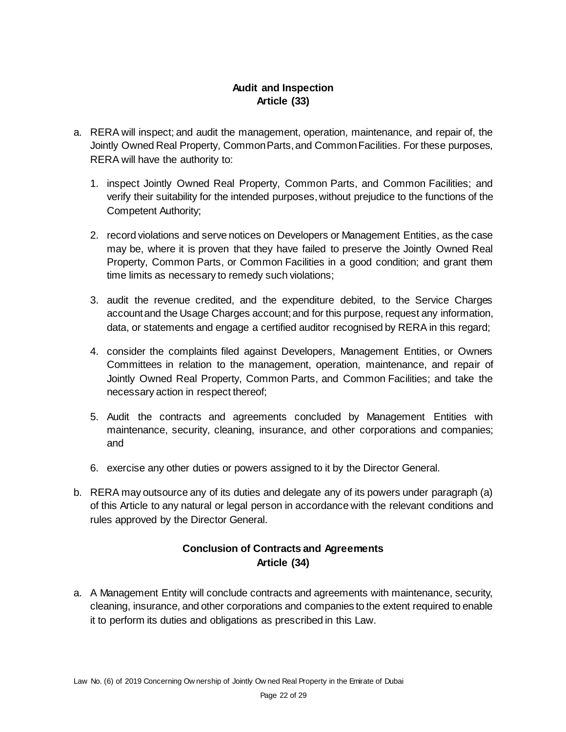## Audit and Inspection
## Article (33)

a. RERA will inspect; and audit the management, operation, maintenance, and repair of, the Jointly Owned Real Property, Common Parts, and Common Facilities. For these purposes, RERA will have the authority to:

   1. inspect Jointly Owned Real Property, Common Parts, and Common Facilities; and verify their suitability for the intended purposes, without prejudice to the functions of the Competent Authority;

   2. record violations and serve notices on Developers or Management Entities, as the case may be, where it is proven that they have failed to preserve the Jointly Owned Real Property, Common Parts, or Common Facilities in a good condition; and grant them time limits as necessary to remedy such violations;

   3. audit the revenue credited, and the expenditure debited, to the Service Charges account and the Usage Charges account; and for this purpose, request any information, data, or statements and engage a certified auditor recognised by RERA in this regard;

   4. consider the complaints filed against Developers, Management Entities, or Owners Committees in relation to the management, operation, maintenance, and repair of Jointly Owned Real Property, Common Parts, and Common Facilities; and take the necessary action in respect thereof;

   5. Audit the contracts and agreements concluded by Management Entities with maintenance, security, cleaning, insurance, and other corporations and companies; and

   6. exercise any other duties or powers assigned to it by the Director General.

b. RERA may outsource any of its duties and delegate any of its powers under paragraph (a) of this Article to any natural or legal person in accordance with the relevant conditions and rules approved by the Director General.

## Conclusion of Contracts and Agreements
## Article (34)

a. A Management Entity will conclude contracts and agreements with maintenance, security, cleaning, insurance, and other corporations and companies to the extent required to enable it to perform its duties and obligations as prescribed in this Law.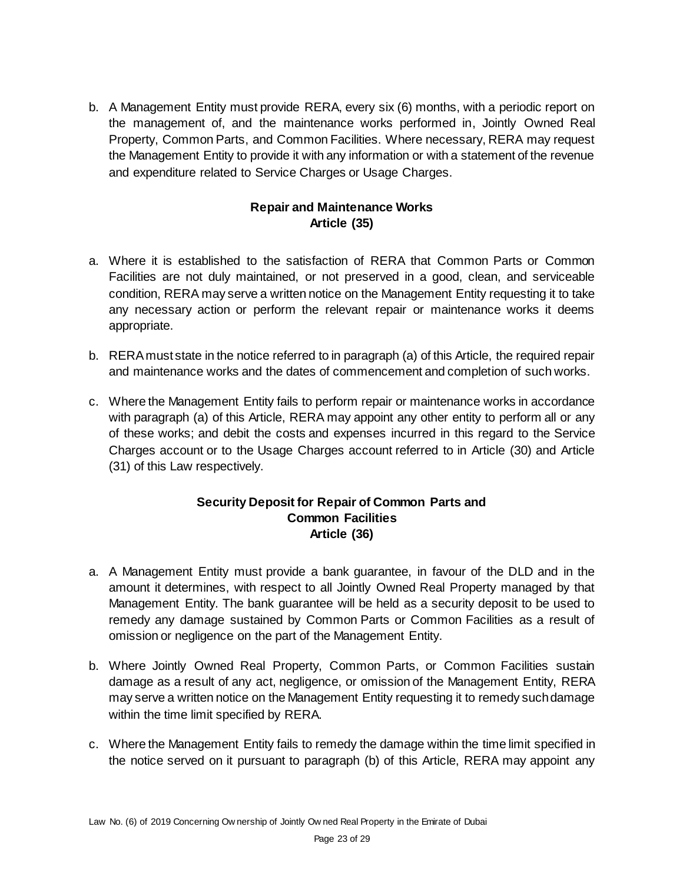b. A Management Entity must provide RERA, every six (6) months, with a periodic report on the management of, and the maintenance works performed in, Jointly Owned Real Property, Common Parts, and Common Facilities. Where necessary, RERA may request the Management Entity to provide it with any information or with a statement of the revenue and expenditure related to Service Charges or Usage Charges.

**Repair and Maintenance Works**
**Article (35)**

a. Where it is established to the satisfaction of RERA that Common Parts or Common Facilities are not duly maintained, or not preserved in a good, clean, and serviceable condition, RERA may serve a written notice on the Management Entity requesting it to take any necessary action or perform the relevant repair or maintenance works it deems appropriate.

b. RERA must state in the notice referred to in paragraph (a) of this Article, the required repair and maintenance works and the dates of commencement and completion of such works.

c. Where the Management Entity fails to perform repair or maintenance works in accordance with paragraph (a) of this Article, RERA may appoint any other entity to perform all or any of these works; and debit the costs and expenses incurred in this regard to the Service Charges account or to the Usage Charges account referred to in Article (30) and Article (31) of this Law respectively.

**Security Deposit for Repair of Common Parts and Common Facilities**
**Article (36)**

a. A Management Entity must provide a bank guarantee, in favour of the DLD and in the amount it determines, with respect to all Jointly Owned Real Property managed by that Management Entity. The bank guarantee will be held as a security deposit to be used to remedy any damage sustained by Common Parts or Common Facilities as a result of omission or negligence on the part of the Management Entity.

b. Where Jointly Owned Real Property, Common Parts, or Common Facilities sustain damage as a result of any act, negligence, or omission of the Management Entity, RERA may serve a written notice on the Management Entity requesting it to remedy such damage within the time limit specified by RERA.

c. Where the Management Entity fails to remedy the damage within the time limit specified in the notice served on it pursuant to paragraph (b) of this Article, RERA may appoint any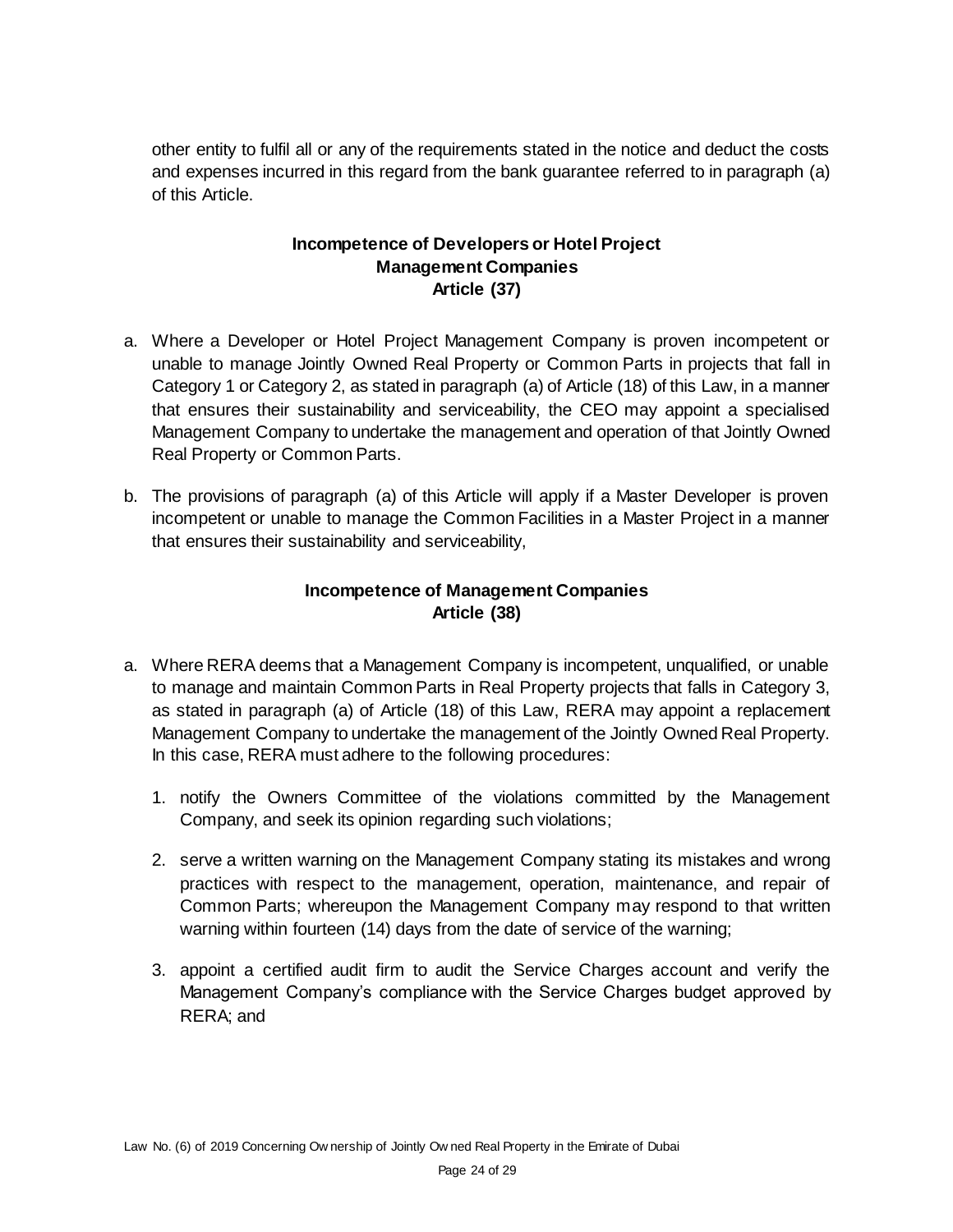other entity to fulfil all or any of the requirements stated in the notice and deduct the costs and expenses incurred in this regard from the bank guarantee referred to in paragraph (a) of this Article.

### Incompetence of Developers or Hotel Project Management Companies
### Article (37)

a. Where a Developer or Hotel Project Management Company is proven incompetent or unable to manage Jointly Owned Real Property or Common Parts in projects that fall in Category 1 or Category 2, as stated in paragraph (a) of Article (18) of this Law, in a manner that ensures their sustainability and serviceability, the CEO may appoint a specialised Management Company to undertake the management and operation of that Jointly Owned Real Property or Common Parts.

b. The provisions of paragraph (a) of this Article will apply if a Master Developer is proven incompetent or unable to manage the Common Facilities in a Master Project in a manner that ensures their sustainability and serviceability,

### Incompetence of Management Companies
### Article (38)

a. Where RERA deems that a Management Company is incompetent, unqualified, or unable to manage and maintain Common Parts in Real Property projects that falls in Category 3, as stated in paragraph (a) of Article (18) of this Law, RERA may appoint a replacement Management Company to undertake the management of the Jointly Owned Real Property. In this case, RERA must adhere to the following procedures:

   1. notify the Owners Committee of the violations committed by the Management Company, and seek its opinion regarding such violations;

   2. serve a written warning on the Management Company stating its mistakes and wrong practices with respect to the management, operation, maintenance, and repair of Common Parts; whereupon the Management Company may respond to that written warning within fourteen (14) days from the date of service of the warning;

   3. appoint a certified audit firm to audit the Service Charges account and verify the Management Company's compliance with the Service Charges budget approved by RERA; and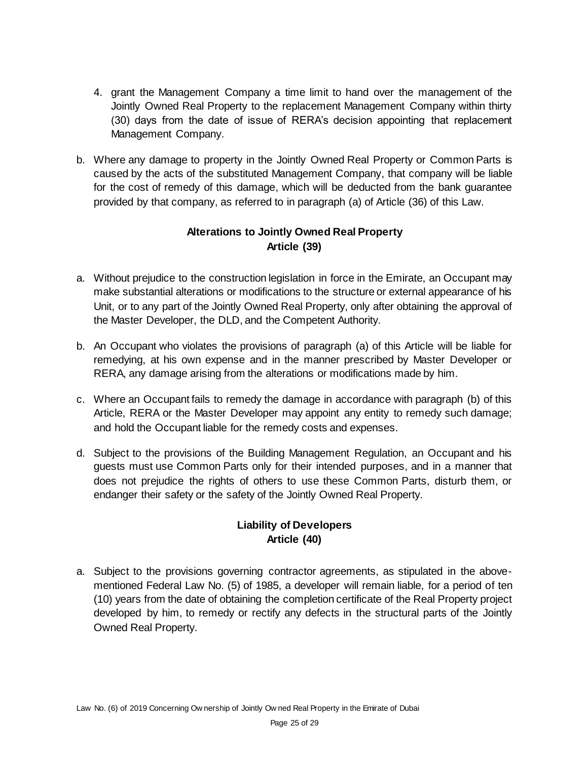4. grant the Management Company a time limit to hand over the management of the Jointly Owned Real Property to the replacement Management Company within thirty (30) days from the date of issue of RERA's decision appointing that replacement Management Company.

b. Where any damage to property in the Jointly Owned Real Property or Common Parts is caused by the acts of the substituted Management Company, that company will be liable for the cost of remedy of this damage, which will be deducted from the bank guarantee provided by that company, as referred to in paragraph (a) of Article (36) of this Law.

**Alterations to Jointly Owned Real Property**
**Article (39)**

a. Without prejudice to the construction legislation in force in the Emirate, an Occupant may make substantial alterations or modifications to the structure or external appearance of his Unit, or to any part of the Jointly Owned Real Property, only after obtaining the approval of the Master Developer, the DLD, and the Competent Authority.

b. An Occupant who violates the provisions of paragraph (a) of this Article will be liable for remedying, at his own expense and in the manner prescribed by Master Developer or RERA, any damage arising from the alterations or modifications made by him.

c. Where an Occupant fails to remedy the damage in accordance with paragraph (b) of this Article, RERA or the Master Developer may appoint any entity to remedy such damage; and hold the Occupant liable for the remedy costs and expenses.

d. Subject to the provisions of the Building Management Regulation, an Occupant and his guests must use Common Parts only for their intended purposes, and in a manner that does not prejudice the rights of others to use these Common Parts, disturb them, or endanger their safety or the safety of the Jointly Owned Real Property.

**Liability of Developers**
**Article (40)**

a. Subject to the provisions governing contractor agreements, as stipulated in the above-mentioned Federal Law No. (5) of 1985, a developer will remain liable, for a period of ten (10) years from the date of obtaining the completion certificate of the Real Property project developed by him, to remedy or rectify any defects in the structural parts of the Jointly Owned Real Property.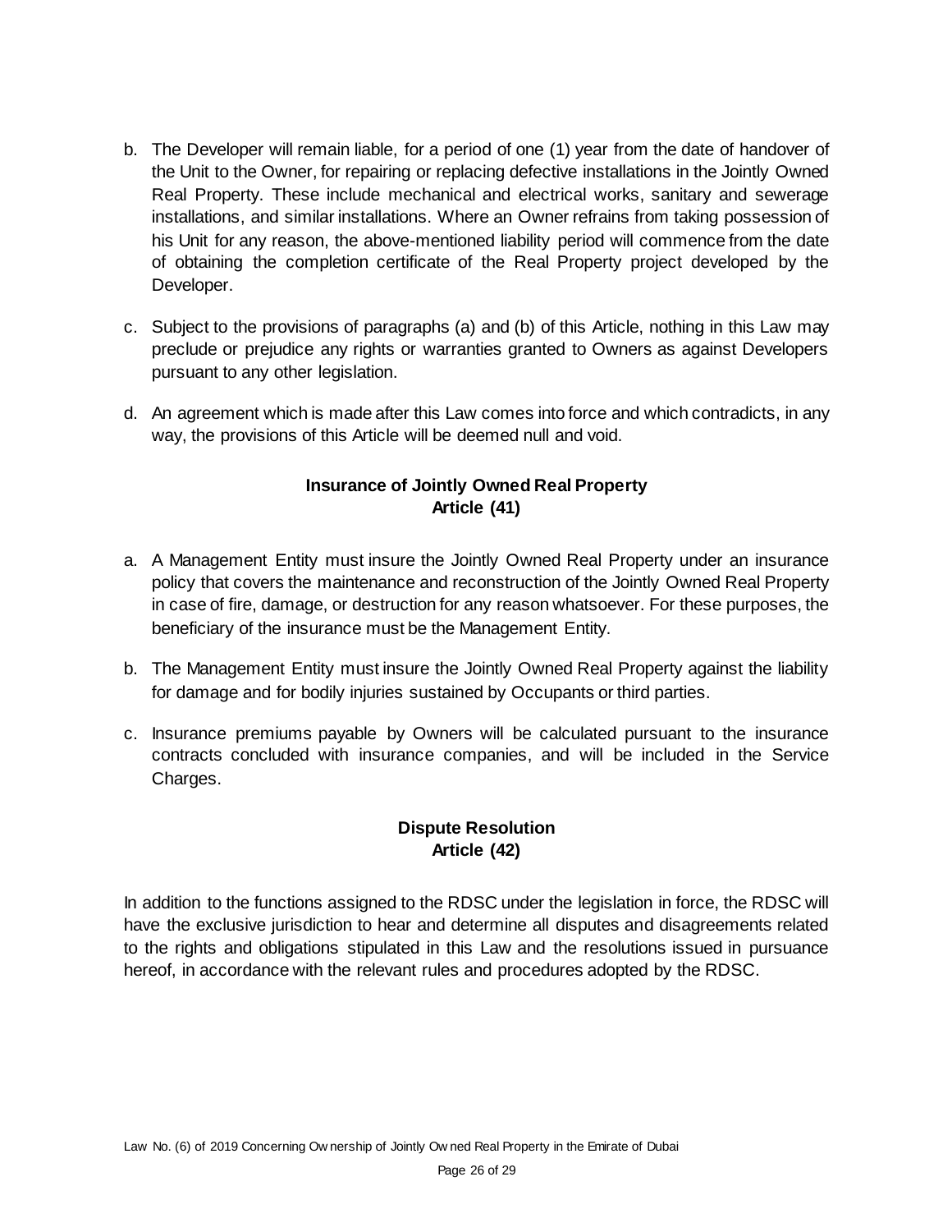b. The Developer will remain liable, for a period of one (1) year from the date of handover of the Unit to the Owner, for repairing or replacing defective installations in the Jointly Owned Real Property. These include mechanical and electrical works, sanitary and sewerage installations, and similar installations. Where an Owner refrains from taking possession of his Unit for any reason, the above-mentioned liability period will commence from the date of obtaining the completion certificate of the Real Property project developed by the Developer.

c. Subject to the provisions of paragraphs (a) and (b) of this Article, nothing in this Law may preclude or prejudice any rights or warranties granted to Owners as against Developers pursuant to any other legislation.

d. An agreement which is made after this Law comes into force and which contradicts, in any way, the provisions of this Article will be deemed null and void.

### Insurance of Jointly Owned Real Property
### Article (41)

a. A Management Entity must insure the Jointly Owned Real Property under an insurance policy that covers the maintenance and reconstruction of the Jointly Owned Real Property in case of fire, damage, or destruction for any reason whatsoever. For these purposes, the beneficiary of the insurance must be the Management Entity.

b. The Management Entity must insure the Jointly Owned Real Property against the liability for damage and for bodily injuries sustained by Occupants or third parties.

c. Insurance premiums payable by Owners will be calculated pursuant to the insurance contracts concluded with insurance companies, and will be included in the Service Charges.

### Dispute Resolution
### Article (42)

In addition to the functions assigned to the RDSC under the legislation in force, the RDSC will have the exclusive jurisdiction to hear and determine all disputes and disagreements related to the rights and obligations stipulated in this Law and the resolutions issued in pursuance hereof, in accordance with the relevant rules and procedures adopted by the RDSC.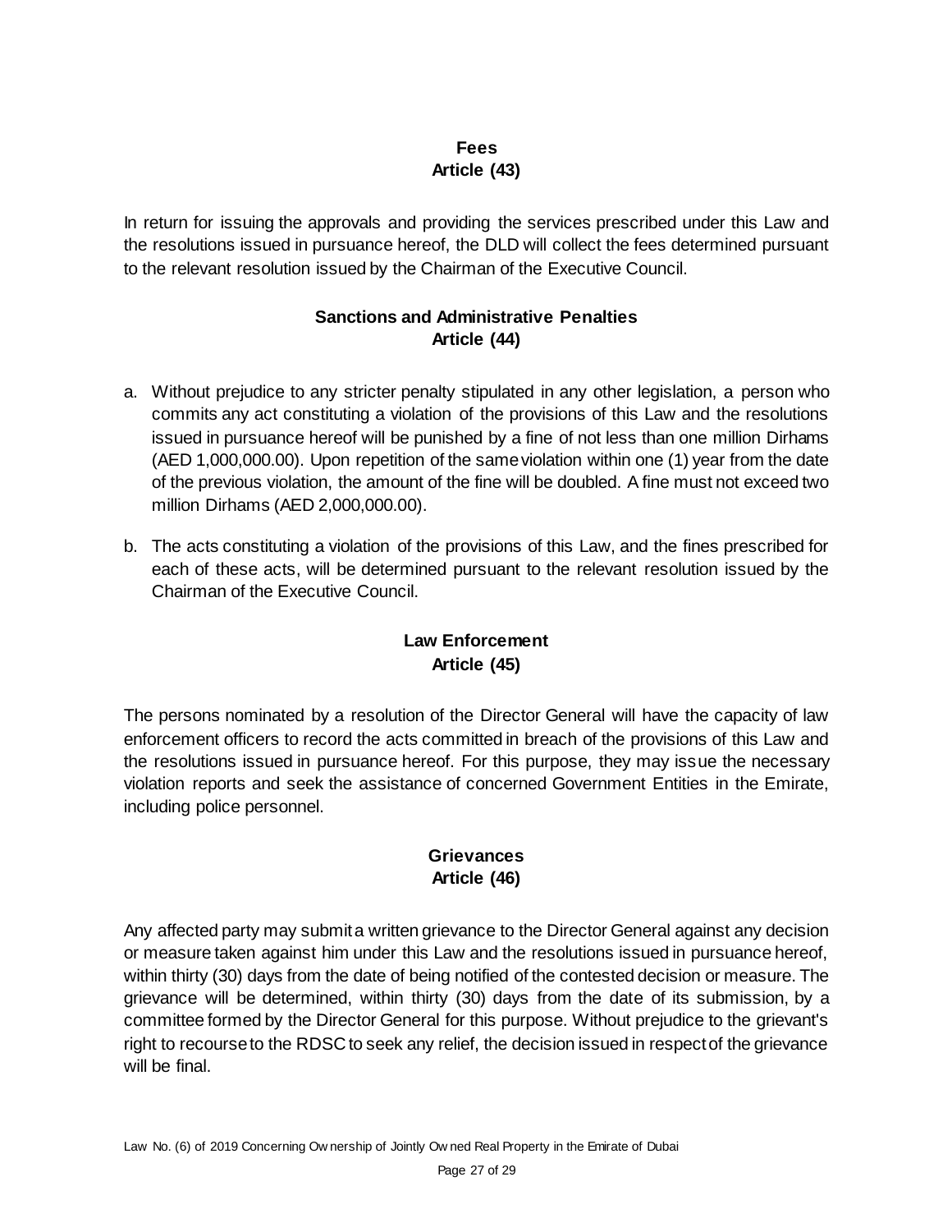## Fees
## Article (43)

In return for issuing the approvals and providing the services prescribed under this Law and the resolutions issued in pursuance hereof, the DLD will collect the fees determined pursuant to the relevant resolution issued by the Chairman of the Executive Council.

## Sanctions and Administrative Penalties
## Article (44)

a. Without prejudice to any stricter penalty stipulated in any other legislation, a person who commits any act constituting a violation of the provisions of this Law and the resolutions issued in pursuance hereof will be punished by a fine of not less than one million Dirhams (AED 1,000,000.00). Upon repetition of the same violation within one (1) year from the date of the previous violation, the amount of the fine will be doubled. A fine must not exceed two million Dirhams (AED 2,000,000.00).

b. The acts constituting a violation of the provisions of this Law, and the fines prescribed for each of these acts, will be determined pursuant to the relevant resolution issued by the Chairman of the Executive Council.

## Law Enforcement
## Article (45)

The persons nominated by a resolution of the Director General will have the capacity of law enforcement officers to record the acts committed in breach of the provisions of this Law and the resolutions issued in pursuance hereof. For this purpose, they may issue the necessary violation reports and seek the assistance of concerned Government Entities in the Emirate, including police personnel.

## Grievances
## Article (46)

Any affected party may submit a written grievance to the Director General against any decision or measure taken against him under this Law and the resolutions issued in pursuance hereof, within thirty (30) days from the date of being notified of the contested decision or measure. The grievance will be determined, within thirty (30) days from the date of its submission, by a committee formed by the Director General for this purpose. Without prejudice to the grievant's right to recourse to the RDSC to seek any relief, the decision issued in respect of the grievance will be final.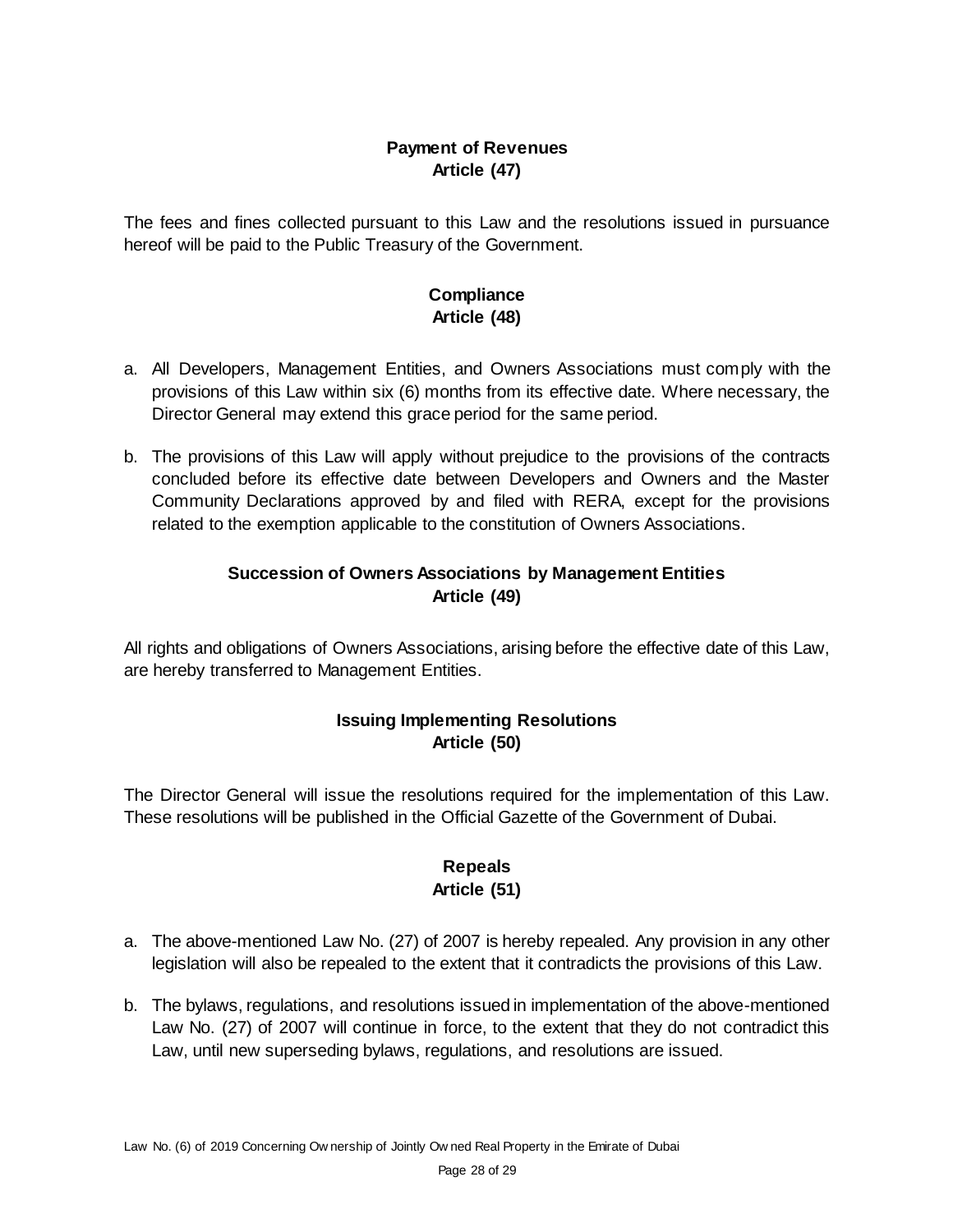## Payment of Revenues
## Article (47)

The fees and fines collected pursuant to this Law and the resolutions issued in pursuance hereof will be paid to the Public Treasury of the Government.

## Compliance
## Article (48)

a. All Developers, Management Entities, and Owners Associations must comply with the provisions of this Law within six (6) months from its effective date. Where necessary, the Director General may extend this grace period for the same period.

b. The provisions of this Law will apply without prejudice to the provisions of the contracts concluded before its effective date between Developers and Owners and the Master Community Declarations approved by and filed with RERA, except for the provisions related to the exemption applicable to the constitution of Owners Associations.

## Succession of Owners Associations by Management Entities
## Article (49)

All rights and obligations of Owners Associations, arising before the effective date of this Law, are hereby transferred to Management Entities.

## Issuing Implementing Resolutions
## Article (50)

The Director General will issue the resolutions required for the implementation of this Law. These resolutions will be published in the Official Gazette of the Government of Dubai.

## Repeals
## Article (51)

a. The above-mentioned Law No. (27) of 2007 is hereby repealed. Any provision in any other legislation will also be repealed to the extent that it contradicts the provisions of this Law.

b. The bylaws, regulations, and resolutions issued in implementation of the above-mentioned Law No. (27) of 2007 will continue in force, to the extent that they do not contradict this Law, until new superseding bylaws, regulations, and resolutions are issued.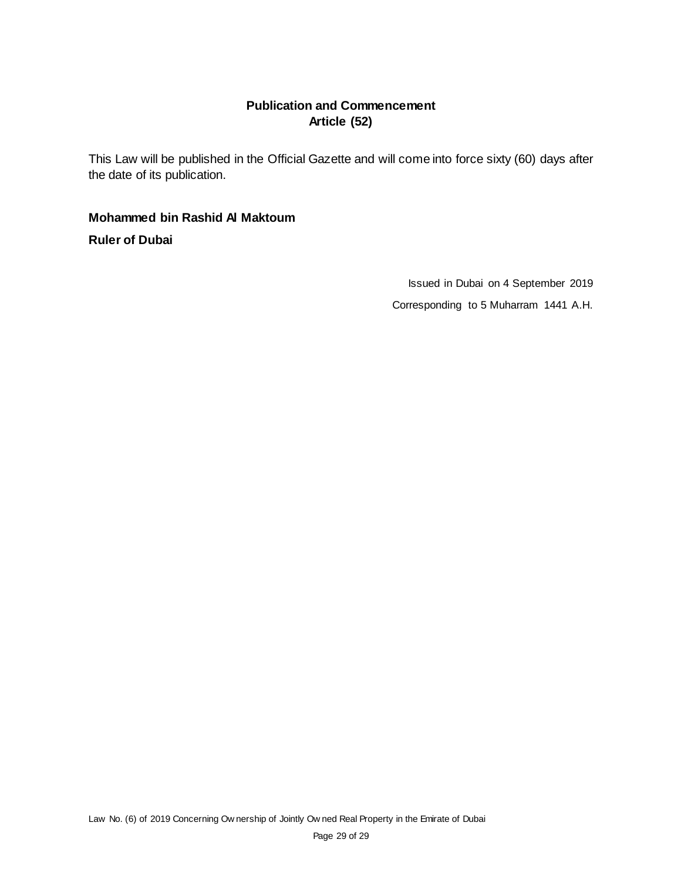## Publication and Commencement
## Article (52)

This Law will be published in the Official Gazette and will come into force sixty (60) days after the date of its publication.

**Mohammed bin Rashid Al Maktoum**

**Ruler of Dubai**

Issued in Dubai on 4 September 2019

Corresponding to 5 Muharram 1441 A.H.